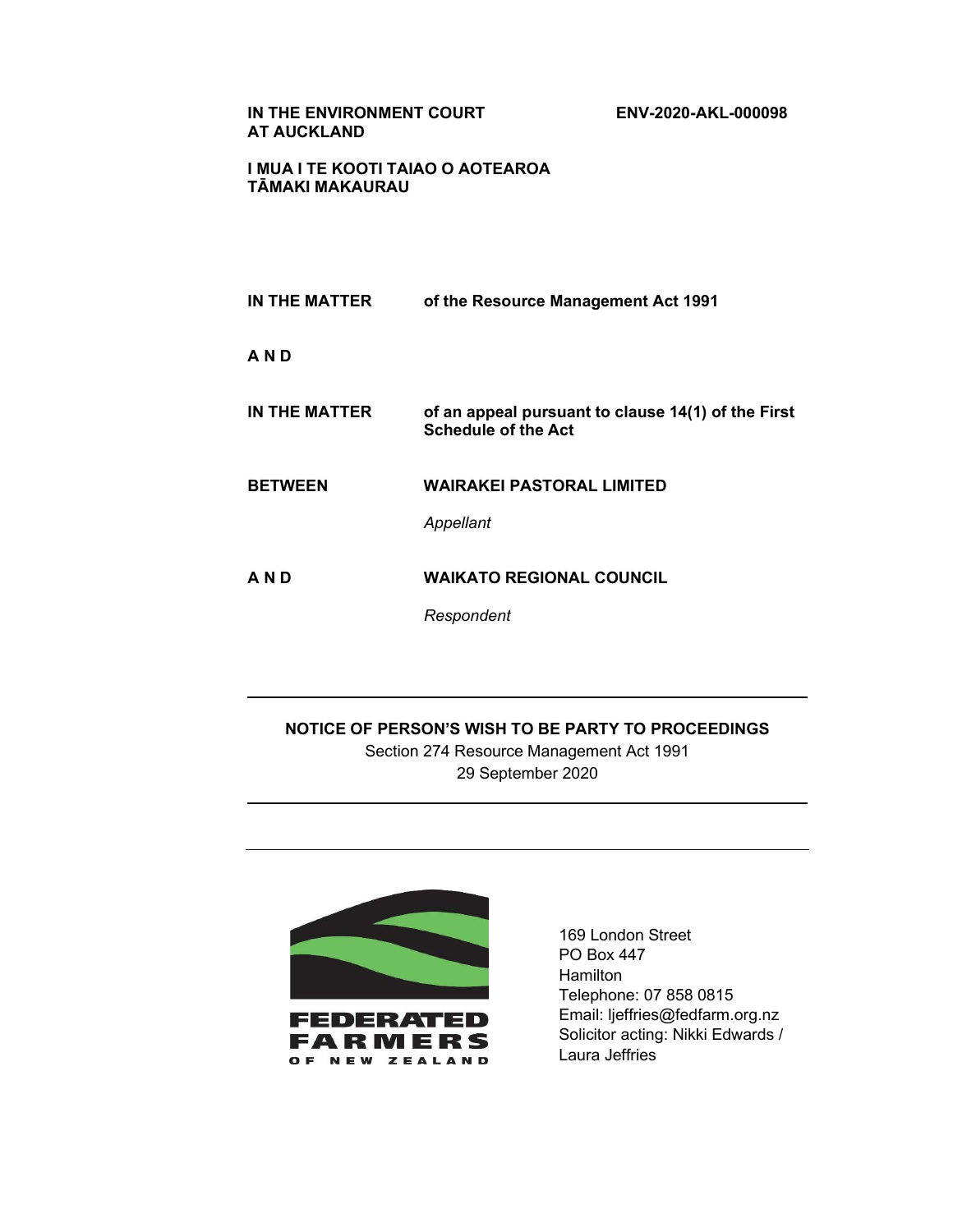**IN THE ENVIRONMENT COURT**
**AT AUCKLAND**

**ENV-2020-AKL-000098**

**I MUA I TE KOOTI TAIAO O AOTEAROA**
**TĀMAKI MAKAURAU**

| | |
|---|---|
| **IN THE MATTER** | **of the Resource Management Act 1991** |
| **A N D** | |
| **IN THE MATTER** | **of an appeal pursuant to clause 14(1) of the First Schedule of the Act** |
| **BETWEEN** | **WAIRAKEI PASTORAL LIMITED** |
| | *Appellant* |
| **A N D** | **WAIKATO REGIONAL COUNCIL** |
| | *Respondent* |

---

**NOTICE OF PERSON'S WISH TO BE PARTY TO PROCEEDINGS**

Section 274 Resource Management Act 1991

29 September 2020

---

FEDERATED FARMERS OF NEW ZEALAND

169 London Street
PO Box 447
Hamilton
Telephone: 07 858 0815
Email: ljeffries@fedfarm.org.nz
Solicitor acting: Nikki Edwards / Laura Jeffries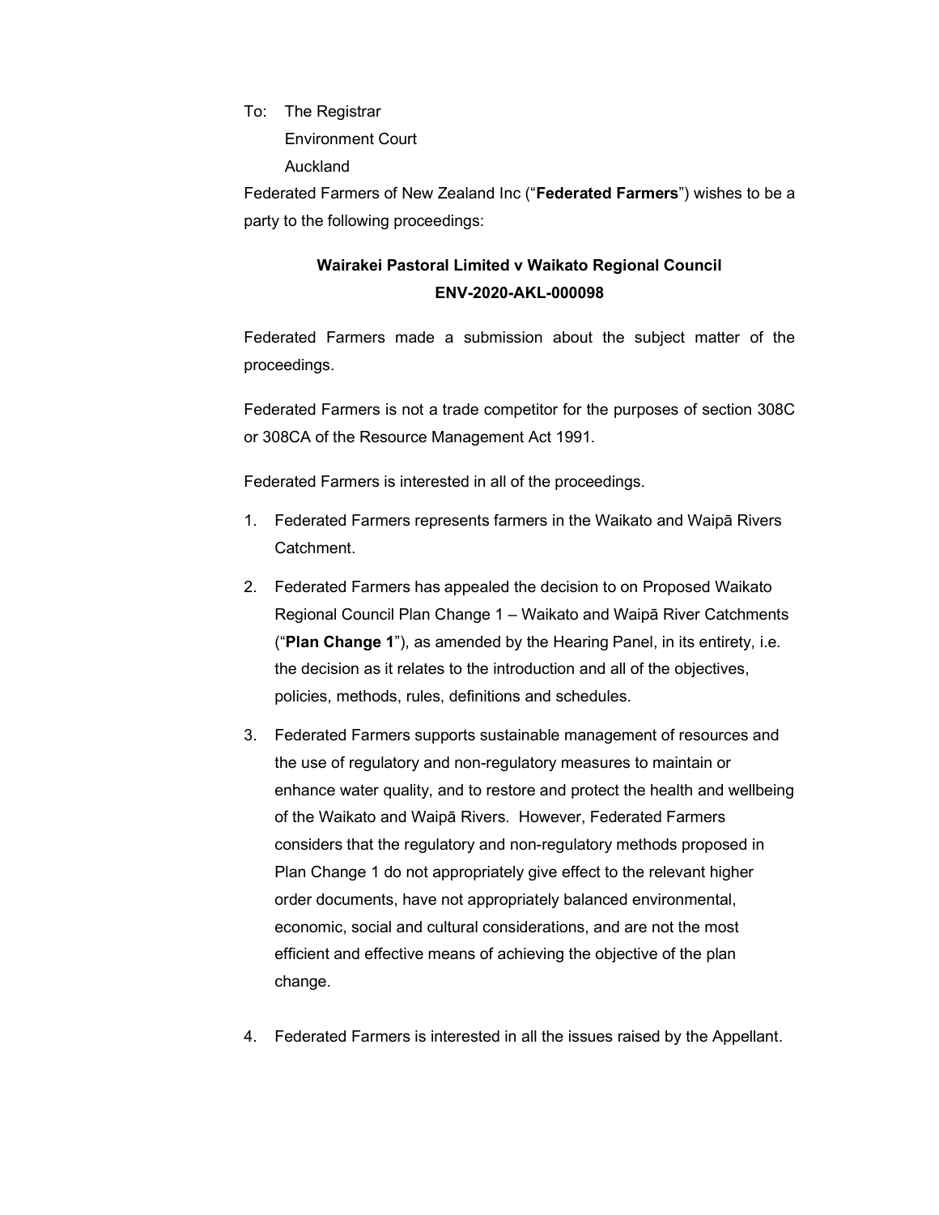To: The Registrar
Environment Court
Auckland

Federated Farmers of New Zealand Inc ("**Federated Farmers**") wishes to be a party to the following proceedings:

**Wairakei Pastoral Limited v Waikato Regional Council**
**ENV-2020-AKL-000098**

Federated Farmers made a submission about the subject matter of the proceedings.

Federated Farmers is not a trade competitor for the purposes of section 308C or 308CA of the Resource Management Act 1991.

Federated Farmers is interested in all of the proceedings.

1. Federated Farmers represents farmers in the Waikato and Waipā Rivers Catchment.
2. Federated Farmers has appealed the decision to on Proposed Waikato Regional Council Plan Change 1 – Waikato and Waipā River Catchments ("**Plan Change 1**"), as amended by the Hearing Panel, in its entirety, i.e. the decision as it relates to the introduction and all of the objectives, policies, methods, rules, definitions and schedules.
3. Federated Farmers supports sustainable management of resources and the use of regulatory and non-regulatory measures to maintain or enhance water quality, and to restore and protect the health and wellbeing of the Waikato and Waipā Rivers. However, Federated Farmers considers that the regulatory and non-regulatory methods proposed in Plan Change 1 do not appropriately give effect to the relevant higher order documents, have not appropriately balanced environmental, economic, social and cultural considerations, and are not the most efficient and effective means of achieving the objective of the plan change.
4. Federated Farmers is interested in all the issues raised by the Appellant.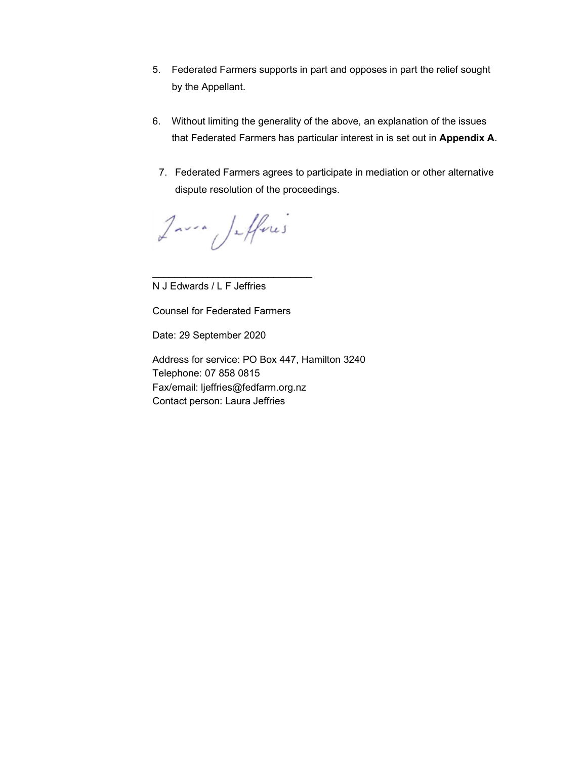5. Federated Farmers supports in part and opposes in part the relief sought by the Appellant.

6. Without limiting the generality of the above, an explanation of the issues that Federated Farmers has particular interest in is set out in **Appendix A**.

7. Federated Farmers agrees to participate in mediation or other alternative dispute resolution of the proceedings.

\_\_\_\_\_\_\_\_\_\_\_\_\_\_\_\_\_\_\_\_\_\_\_\_\_\_\_\_\_\_

N J Edwards / L F Jeffries

Counsel for Federated Farmers

Date: 29 September 2020

Address for service: PO Box 447, Hamilton 3240
Telephone: 07 858 0815
Fax/email: ljeffries@fedfarm.org.nz
Contact person: Laura Jeffries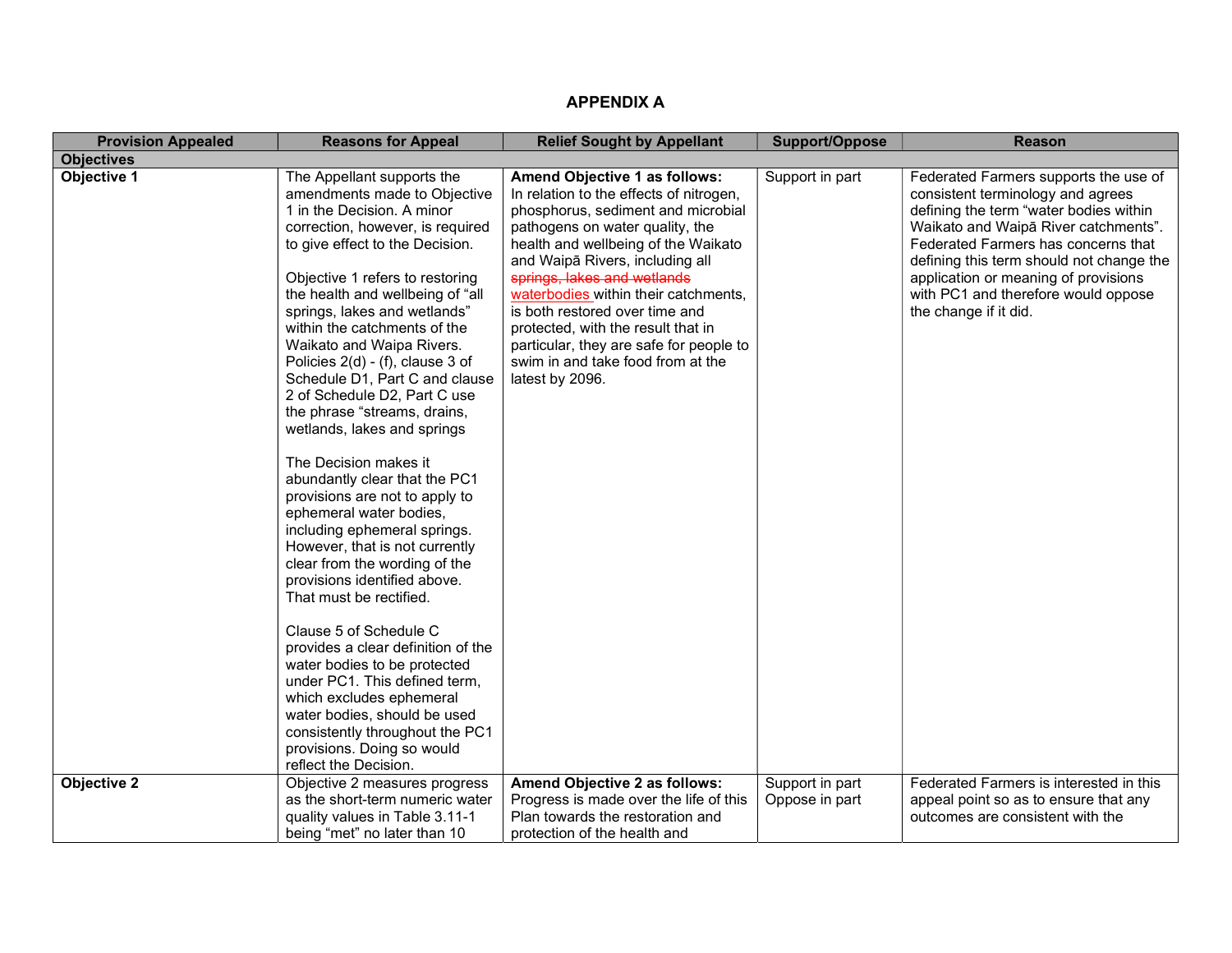# APPENDIX A

| Provision Appealed | Reasons for Appeal | Relief Sought by Appellant | Support/Oppose | Reason |
|---|---|---|---|---|
| **Objectives** | | | | |
| **Objective 1** | The Appellant supports the amendments made to Objective 1 in the Decision. A minor correction, however, is required to give effect to the Decision.<br><br>Objective 1 refers to restoring the health and wellbeing of "all springs, lakes and wetlands" within the catchments of the Waikato and Waipa Rivers. Policies 2(d) - (f), clause 3 of Schedule D1, Part C and clause 2 of Schedule D2, Part C use the phrase "streams, drains, wetlands, lakes and springs<br><br>The Decision makes it abundantly clear that the PC1 provisions are not to apply to ephemeral water bodies, including ephemeral springs. However, that is not currently clear from the wording of the provisions identified above. That must be rectified.<br><br>Clause 5 of Schedule C provides a clear definition of the water bodies to be protected under PC1. This defined term, which excludes ephemeral water bodies, should be used consistently throughout the PC1 provisions. Doing so would reflect the Decision. | **Amend Objective 1 as follows:**<br>In relation to the effects of nitrogen, phosphorus, sediment and microbial pathogens on water quality, the health and wellbeing of the Waikato and Waipā Rivers, including all ~~springs, lakes and wetlands~~ waterbodies within their catchments, is both restored over time and protected, with the result that in particular, they are safe for people to swim in and take food from at the latest by 2096. | Support in part | Federated Farmers supports the use of consistent terminology and agrees defining the term "water bodies within Waikato and Waipā River catchments". Federated Farmers has concerns that defining this term should not change the application or meaning of provisions with PC1 and therefore would oppose the change if it did. |
| **Objective 2** | Objective 2 measures progress as the short-term numeric water quality values in Table 3.11-1 being "met" no later than 10 | **Amend Objective 2 as follows:**<br>Progress is made over the life of this Plan towards the restoration and protection of the health and | Support in part<br>Oppose in part | Federated Farmers is interested in this appeal point so as to ensure that any outcomes are consistent with the |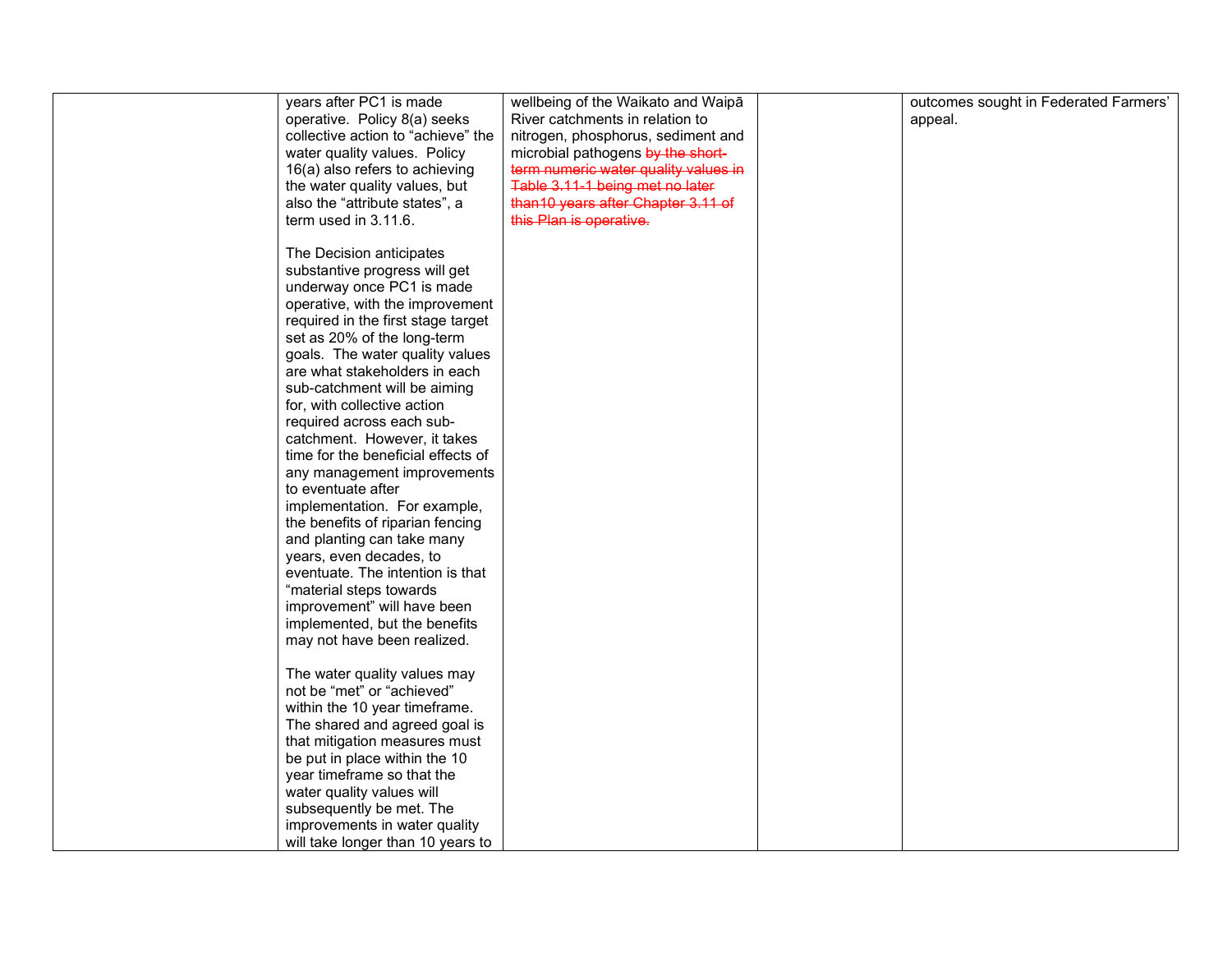|  | years after PC1 is made operative. Policy 8(a) seeks collective action to "achieve" the water quality values. Policy 16(a) also refers to achieving the water quality values, but also the "attribute states", a term used in 3.11.6.<br><br>The Decision anticipates substantive progress will get underway once PC1 is made operative, with the improvement required in the first stage target set as 20% of the long-term goals. The water quality values are what stakeholders in each sub-catchment will be aiming for, with collective action required across each sub-catchment. However, it takes time for the beneficial effects of any management improvements to eventuate after implementation. For example, the benefits of riparian fencing and planting can take many years, even decades, to eventuate. The intention is that "material steps towards improvement" will have been implemented, but the benefits may not have been realized.<br><br>The water quality values may not be "met" or "achieved" within the 10 year timeframe. The shared and agreed goal is that mitigation measures must be put in place within the 10 year timeframe so that the water quality values will subsequently be met. The improvements in water quality will take longer than 10 years to | wellbeing of the Waikato and Waipā River catchments in relation to nitrogen, phosphorus, sediment and microbial pathogens ~~by the short-term numeric water quality values in Table 3.11-1 being met no later than10 years after Chapter 3.11 of this Plan is operative.~~ |  | outcomes sought in Federated Farmers' appeal. |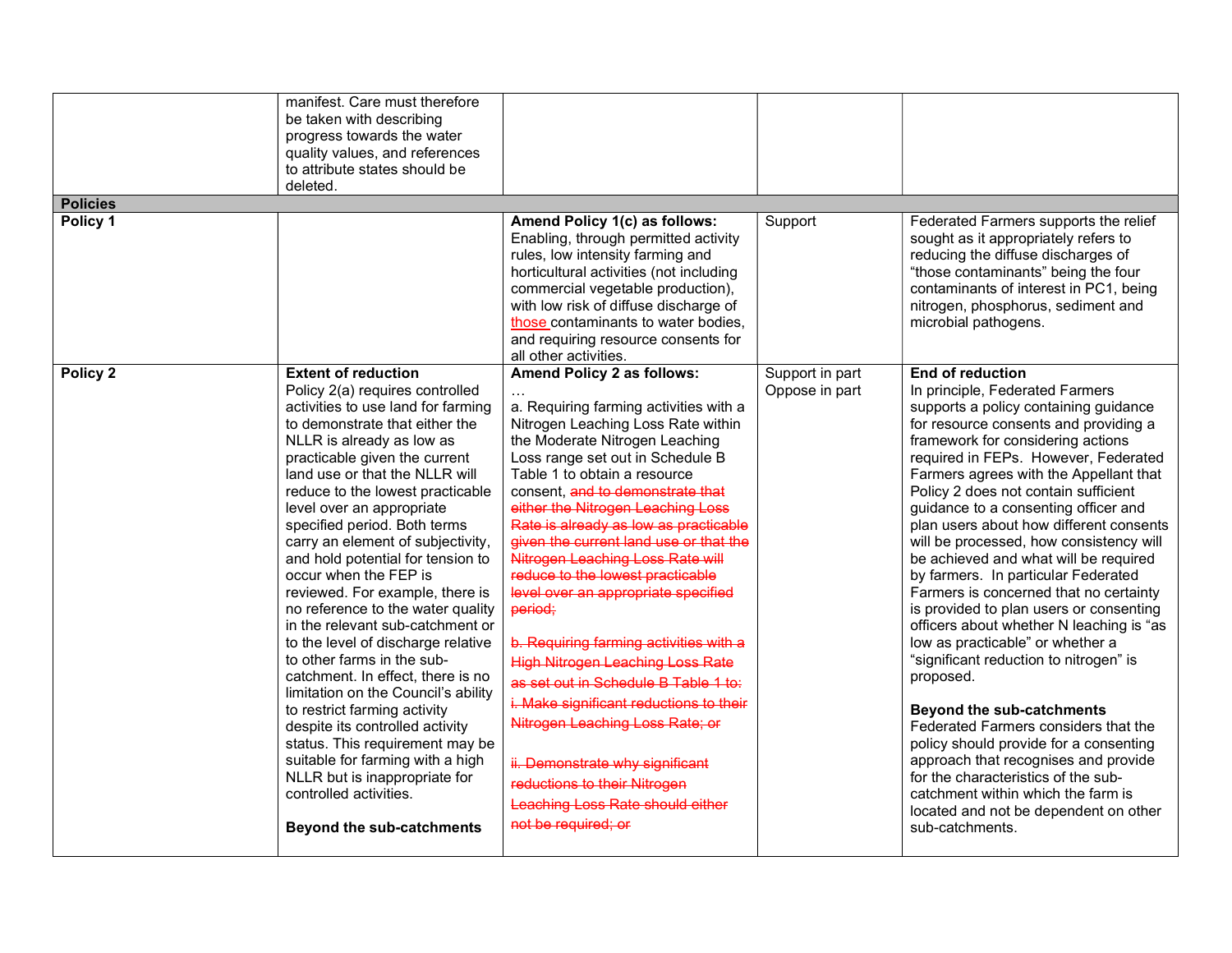| | | | | |
|---|---|---|---|---|
| | manifest. Care must therefore be taken with describing progress towards the water quality values, and references to attribute states should be deleted. | | | |
| **Policies** | | | | |
| **Policy 1** | | **Amend Policy 1(c) as follows:** Enabling, through permitted activity rules, low intensity farming and horticultural activities (not including commercial vegetable production), with low risk of diffuse discharge of <u>those</u> contaminants to water bodies, and requiring resource consents for all other activities. | Support | Federated Farmers supports the relief sought as it appropriately refers to reducing the diffuse discharges of "those contaminants" being the four contaminants of interest in PC1, being nitrogen, phosphorus, sediment and microbial pathogens. |
| **Policy 2** | **Extent of reduction**<br>Policy 2(a) requires controlled activities to use land for farming to demonstrate that either the NLLR is already as low as practicable given the current land use or that the NLLR will reduce to the lowest practicable level over an appropriate specified period. Both terms carry an element of subjectivity, and hold potential for tension to occur when the FEP is reviewed. For example, there is no reference to the water quality in the relevant sub-catchment or to the level of discharge relative to other farms in the sub-catchment. In effect, there is no limitation on the Council's ability to restrict farming activity despite its controlled activity status. This requirement may be suitable for farming with a high NLLR but is inappropriate for controlled activities.<br><br>**Beyond the sub-catchments** | **Amend Policy 2 as follows:**<br>…<br>a. Requiring farming activities with a Nitrogen Leaching Loss Rate within the Moderate Nitrogen Leaching Loss range set out in Schedule B Table 1 to obtain a resource consent, ~~and to demonstrate that either the Nitrogen Leaching Loss Rate is already as low as practicable given the current land use or that the Nitrogen Leaching Loss Rate will reduce to the lowest practicable level over an appropriate specified period;~~<br><br>~~b. Requiring farming activities with a High Nitrogen Leaching Loss Rate as set out in Schedule B Table 1 to:~~<br>~~i. Make significant reductions to their Nitrogen Leaching Loss Rate; or~~<br><br>~~ii. Demonstrate why significant reductions to their Nitrogen Leaching Loss Rate should either not be required; or~~ | Support in part<br>Oppose in part | **End of reduction**<br>In principle, Federated Farmers supports a policy containing guidance for resource consents and providing a framework for considering actions required in FEPs. However, Federated Farmers agrees with the Appellant that Policy 2 does not contain sufficient guidance to a consenting officer and plan users about how different consents will be processed, how consistency will be achieved and what will be required by farmers. In particular Federated Farmers is concerned that no certainty is provided to plan users or consenting officers about whether N leaching is "as low as practicable" or whether a "significant reduction to nitrogen" is proposed.<br><br>**Beyond the sub-catchments**<br>Federated Farmers considers that the policy should provide for a consenting approach that recognises and provide for the characteristics of the sub-catchment within which the farm is located and not be dependent on other sub-catchments. |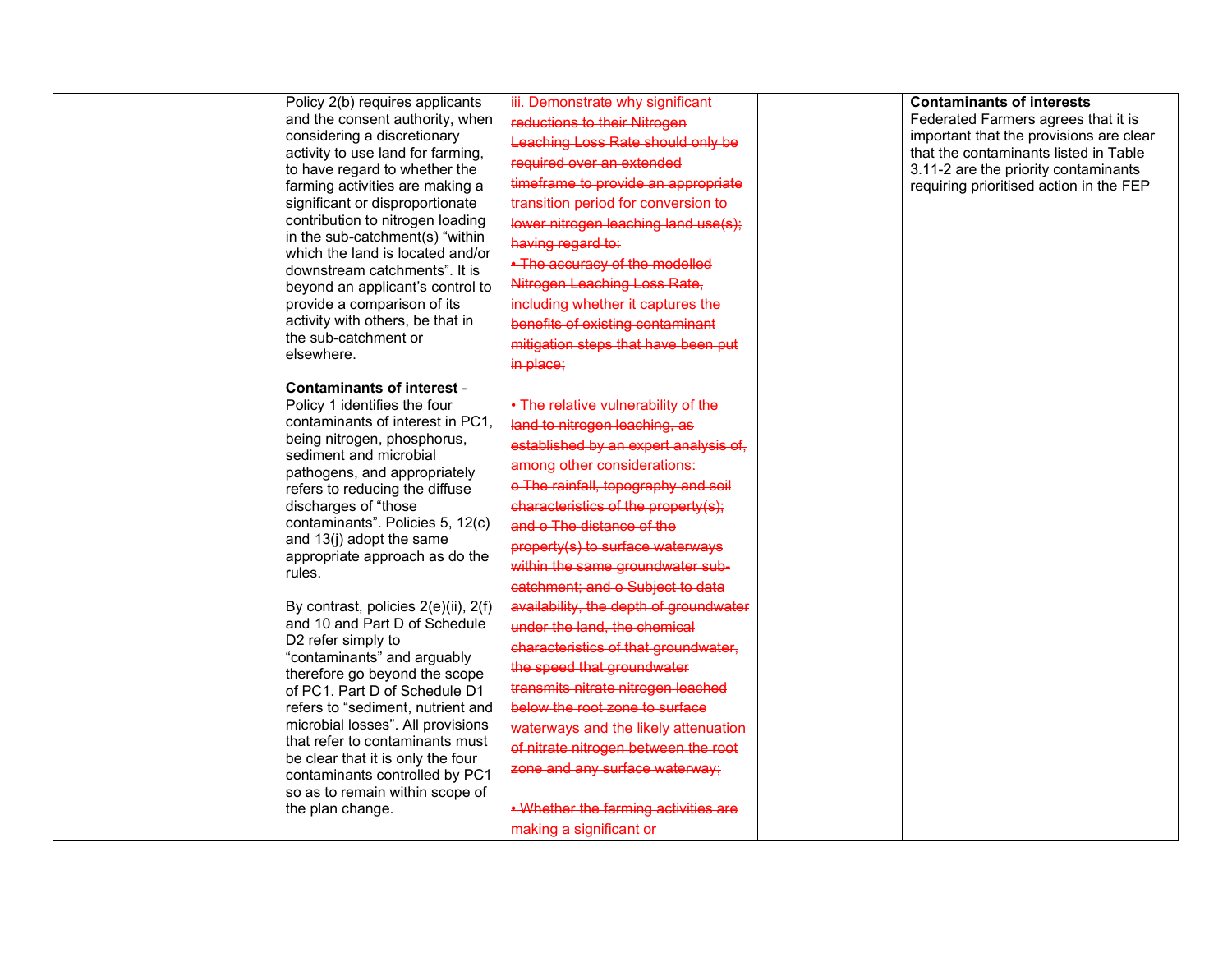| | | | | |
|---|---|---|---|---|
| | Policy 2(b) requires applicants and the consent authority, when considering a discretionary activity to use land for farming, to have regard to whether the farming activities are making a significant or disproportionate contribution to nitrogen loading in the sub-catchment(s) "within which the land is located and/or downstream catchments". It is beyond an applicant's control to provide a comparison of its activity with others, be that in the sub-catchment or elsewhere.<br><br>**Contaminants of interest** - Policy 1 identifies the four contaminants of interest in PC1, being nitrogen, phosphorus, sediment and microbial pathogens, and appropriately refers to reducing the diffuse discharges of "those contaminants". Policies 5, 12(c) and 13(j) adopt the same appropriate approach as do the rules.<br><br>By contrast, policies 2(e)(ii), 2(f) and 10 and Part D of Schedule D2 refer simply to "contaminants" and arguably therefore go beyond the scope of PC1. Part D of Schedule D1 refers to "sediment, nutrient and microbial losses". All provisions that refer to contaminants must be clear that it is only the four contaminants controlled by PC1 so as to remain within scope of the plan change. | ~~iii. Demonstrate why significant reductions to their Nitrogen Leaching Loss Rate should only be required over an extended timeframe to provide an appropriate transition period for conversion to lower nitrogen leaching land use(s); having regard to:~~<br>~~• The accuracy of the modelled Nitrogen Leaching Loss Rate, including whether it captures the benefits of existing contaminant mitigation steps that have been put in place;~~<br><br>~~• The relative vulnerability of the land to nitrogen leaching, as established by an expert analysis of, among other considerations:~~<br>~~o The rainfall, topography and soil characteristics of the property(s); and o The distance of the property(s) to surface waterways within the same groundwater sub-catchment; and o Subject to data availability, the depth of groundwater under the land, the chemical characteristics of that groundwater, the speed that groundwater transmits nitrate nitrogen leached below the root zone to surface waterways and the likely attenuation of nitrate nitrogen between the root zone and any surface waterway;~~<br><br>~~• Whether the farming activities are making a significant or~~ | | **Contaminants of interests**<br>Federated Farmers agrees that it is important that the provisions are clear that the contaminants listed in Table 3.11-2 are the priority contaminants requiring prioritised action in the FEP |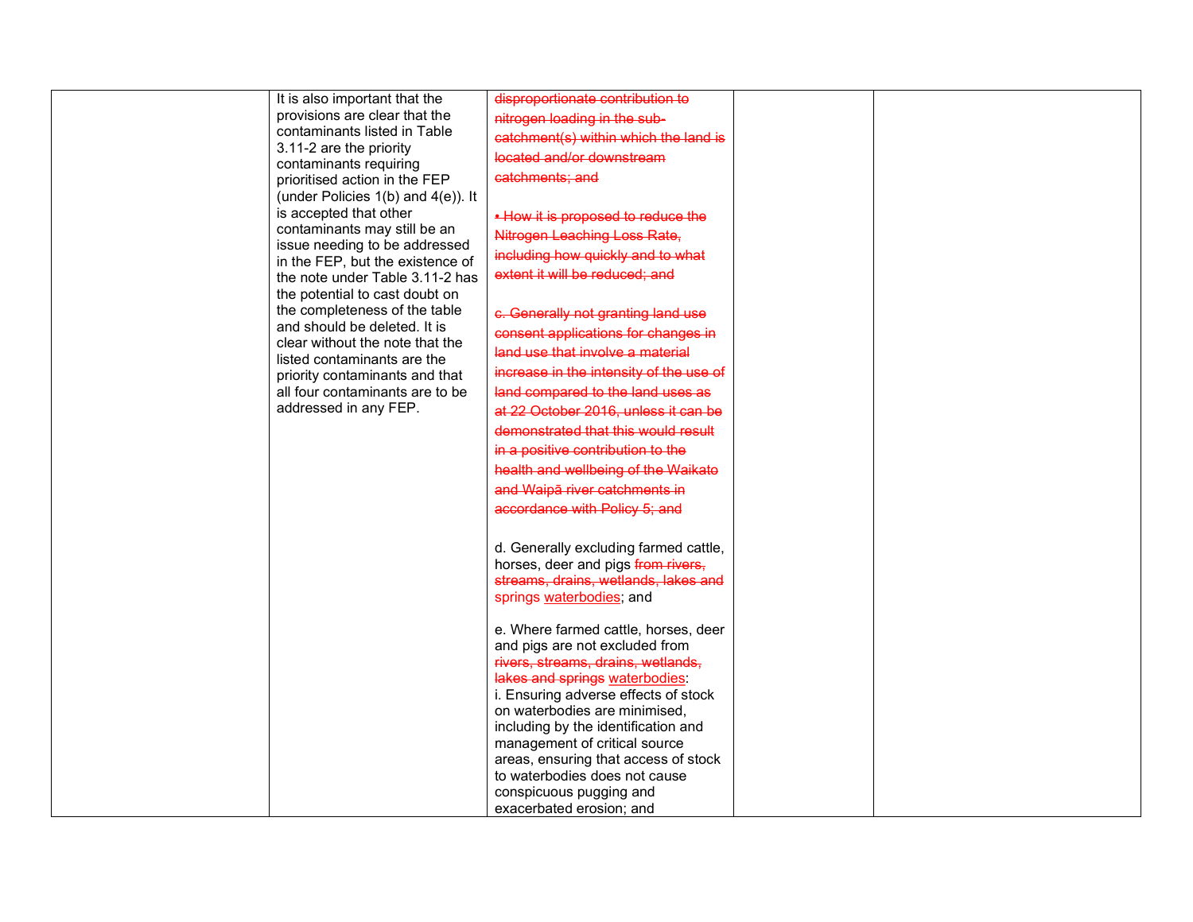| | | | | |
|---|---|---|---|---|
| | It is also important that the provisions are clear that the contaminants listed in Table 3.11-2 are the priority contaminants requiring prioritised action in the FEP (under Policies 1(b) and 4(e)). It is accepted that other contaminants may still be an issue needing to be addressed in the FEP, but the existence of the note under Table 3.11-2 has the potential to cast doubt on the completeness of the table and should be deleted. It is clear without the note that the listed contaminants are the priority contaminants and that all four contaminants are to be addressed in any FEP. | ~~disproportionate contribution to nitrogen loading in the sub-catchment(s) within which the land is located and/or downstream catchments; and~~<br><br>~~• How it is proposed to reduce the Nitrogen Leaching Loss Rate, including how quickly and to what extent it will be reduced; and~~<br><br>~~c. Generally not granting land use consent applications for changes in land use that involve a material increase in the intensity of the use of land compared to the land uses as at 22 October 2016, unless it can be demonstrated that this would result in a positive contribution to the health and wellbeing of the Waikato and Waipā river catchments in accordance with Policy 5; and~~<br><br>d. Generally excluding farmed cattle, horses, deer and pigs ~~from rivers, streams, drains, wetlands, lakes and springs~~ <u>waterbodies</u>; and<br><br>e. Where farmed cattle, horses, deer and pigs are not excluded from ~~rivers, streams, drains, wetlands, lakes and springs~~ <u>waterbodies</u>:<br>i. Ensuring adverse effects of stock on waterbodies are minimised, including by the identification and management of critical source areas, ensuring that access of stock to waterbodies does not cause conspicuous pugging and exacerbated erosion; and | | |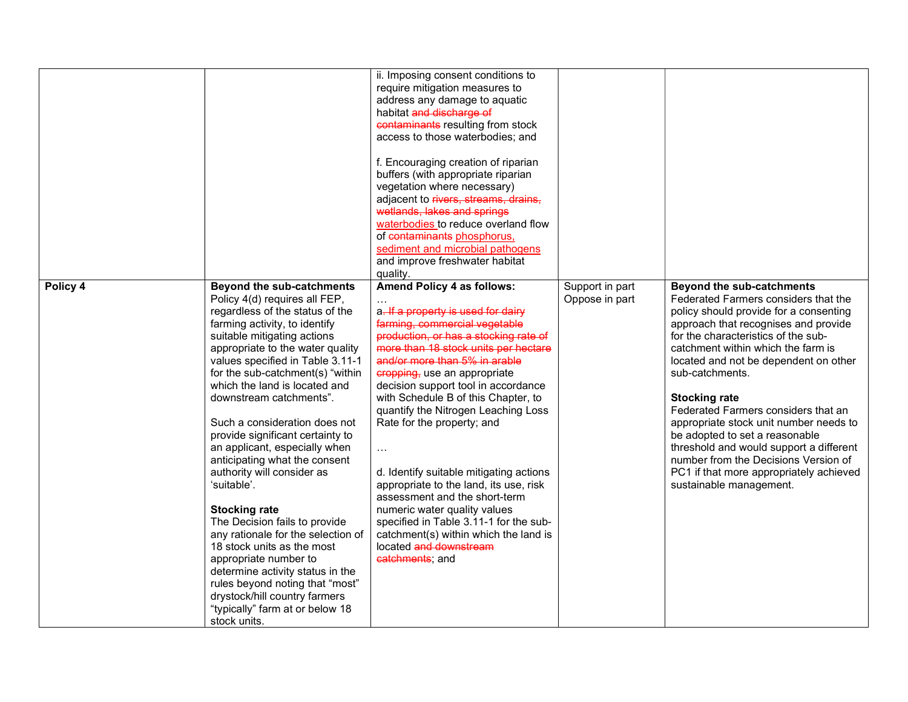| | | | | |
|---|---|---|---|---|
| | | ii. Imposing consent conditions to require mitigation measures to address any damage to aquatic habitat ~~and discharge of contaminants~~ resulting from stock access to those waterbodies; and<br><br>f. Encouraging creation of riparian buffers (with appropriate riparian vegetation where necessary) adjacent to ~~rivers, streams, drains, wetlands, lakes and springs~~ <u>waterbodies</u> to reduce overland flow of ~~contaminants~~ <u>phosphorus, sediment and microbial pathogens</u> and improve freshwater habitat quality. | | |
| **Policy 4** | **Beyond the sub-catchments**<br>Policy 4(d) requires all FEP, regardless of the status of the farming activity, to identify suitable mitigating actions appropriate to the water quality values specified in Table 3.11-1 for the sub-catchment(s) "within which the land is located and downstream catchments".<br><br>Such a consideration does not provide significant certainty to an applicant, especially when anticipating what the consent authority will consider as 'suitable'.<br><br>**Stocking rate**<br>The Decision fails to provide any rationale for the selection of 18 stock units as the most appropriate number to determine activity status in the rules beyond noting that "most" drystock/hill country farmers "typically" farm at or below 18 stock units. | **Amend Policy 4 as follows:**<br>…<br>a~~. If a property is used for dairy farming, commercial vegetable production, or has a stocking rate of more than 18 stock units per hectare and/or more than 5% in arable cropping,~~ use an appropriate decision support tool in accordance with Schedule B of this Chapter, to quantify the Nitrogen Leaching Loss Rate for the property; and<br><br>…<br><br>d. Identify suitable mitigating actions appropriate to the land, its use, risk assessment and the short-term numeric water quality values specified in Table 3.11-1 for the sub-catchment(s) within which the land is located ~~and downstream catchments~~; and | Support in part<br>Oppose in part | **Beyond the sub-catchments**<br>Federated Farmers considers that the policy should provide for a consenting approach that recognises and provide for the characteristics of the sub-catchment within which the farm is located and not be dependent on other sub-catchments.<br><br>**Stocking rate**<br>Federated Farmers considers that an appropriate stock unit number needs to be adopted to set a reasonable threshold and would support a different number from the Decisions Version of PC1 if that more appropriately achieved sustainable management. |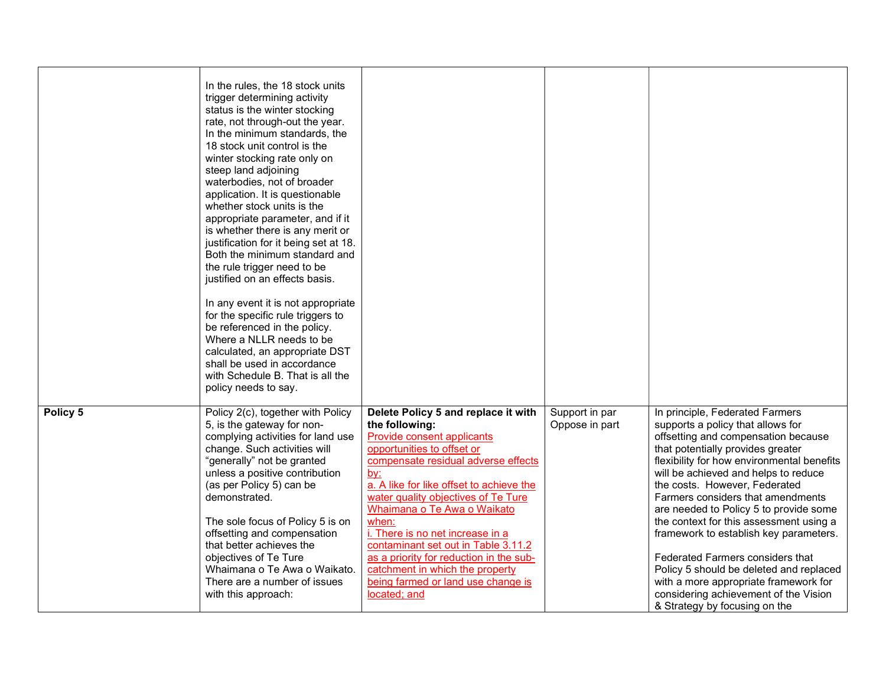| | | | | |
|---|---|---|---|---|
| | In the rules, the 18 stock units trigger determining activity status is the winter stocking rate, not through-out the year. In the minimum standards, the 18 stock unit control is the winter stocking rate only on steep land adjoining waterbodies, not of broader application. It is questionable whether stock units is the appropriate parameter, and if it is whether there is any merit or justification for it being set at 18. Both the minimum standard and the rule trigger need to be justified on an effects basis.<br><br>In any event it is not appropriate for the specific rule triggers to be referenced in the policy. Where a NLLR needs to be calculated, an appropriate DST shall be used in accordance with Schedule B. That is all the policy needs to say. | | | |
| **Policy 5** | Policy 2(c), together with Policy 5, is the gateway for non-complying activities for land use change. Such activities will "generally" not be granted unless a positive contribution (as per Policy 5) can be demonstrated.<br><br>The sole focus of Policy 5 is on offsetting and compensation that better achieves the objectives of Te Ture Whaimana o Te Awa o Waikato. There are a number of issues with this approach: | **Delete Policy 5 and replace it with the following:**<br>Provide consent applicants opportunities to offset or compensate residual adverse effects by:<br>a. A like for like offset to achieve the water quality objectives of Te Ture Whaimana o Te Awa o Waikato when:<br>i. There is no net increase in a contaminant set out in Table 3.11.2 as a priority for reduction in the sub-catchment in which the property being farmed or land use change is located; and | Support in par<br>Oppose in part | In principle, Federated Farmers supports a policy that allows for offsetting and compensation because that potentially provides greater flexibility for how environmental benefits will be achieved and helps to reduce the costs. However, Federated Farmers considers that amendments are needed to Policy 5 to provide some the context for this assessment using a framework to establish key parameters.<br><br>Federated Farmers considers that Policy 5 should be deleted and replaced with a more appropriate framework for considering achievement of the Vision & Strategy by focusing on the |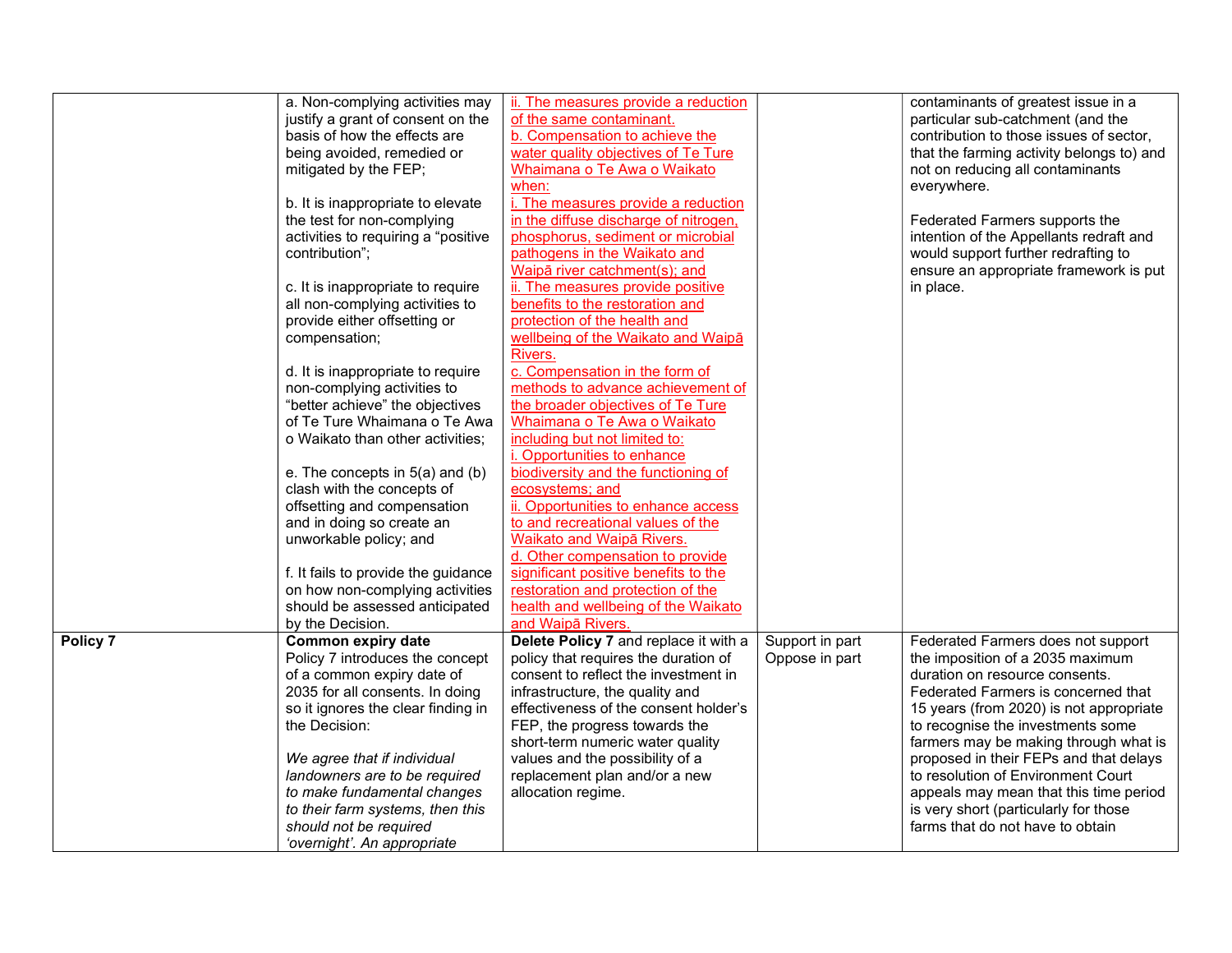| | | | | |
|---|---|---|---|---|
| | a. Non-complying activities may justify a grant of consent on the basis of how the effects are being avoided, remedied or mitigated by the FEP;<br><br>b. It is inappropriate to elevate the test for non-complying activities to requiring a "positive contribution";<br><br>c. It is inappropriate to require all non-complying activities to provide either offsetting or compensation;<br><br>d. It is inappropriate to require non-complying activities to "better achieve" the objectives of Te Ture Whaimana o Te Awa o Waikato than other activities;<br><br>e. The concepts in 5(a) and (b) clash with the concepts of offsetting and compensation and in doing so create an unworkable policy; and<br><br>f. It fails to provide the guidance on how non-complying activities should be assessed anticipated by the Decision. | ii. The measures provide a reduction of the same contaminant.<br>b. Compensation to achieve the water quality objectives of Te Ture Whaimana o Te Awa o Waikato when:<br>i. The measures provide a reduction in the diffuse discharge of nitrogen, phosphorus, sediment or microbial pathogens in the Waikato and Waipā river catchment(s); and<br>ii. The measures provide positive benefits to the restoration and protection of the health and wellbeing of the Waikato and Waipā Rivers.<br>c. Compensation in the form of methods to advance achievement of the broader objectives of Te Ture Whaimana o Te Awa o Waikato including but not limited to:<br>i. Opportunities to enhance biodiversity and the functioning of ecosystems; and<br>ii. Opportunities to enhance access to and recreational values of the Waikato and Waipā Rivers.<br>d. Other compensation to provide significant positive benefits to the restoration and protection of the health and wellbeing of the Waikato and Waipā Rivers. | | contaminants of greatest issue in a particular sub-catchment (and the contribution to those issues of sector, that the farming activity belongs to) and not on reducing all contaminants everywhere.<br><br>Federated Farmers supports the intention of the Appellants redraft and would support further redrafting to ensure an appropriate framework is put in place. |
| **Policy 7** | **Common expiry date**<br>Policy 7 introduces the concept of a common expiry date of 2035 for all consents. In doing so it ignores the clear finding in the Decision:<br><br>*We agree that if individual landowners are to be required to make fundamental changes to their farm systems, then this should not be required 'overnight'. An appropriate* | **Delete Policy 7** and replace it with a policy that requires the duration of consent to reflect the investment in infrastructure, the quality and effectiveness of the consent holder's FEP, the progress towards the short-term numeric water quality values and the possibility of a replacement plan and/or a new allocation regime. | Support in part<br>Oppose in part | Federated Farmers does not support the imposition of a 2035 maximum duration on resource consents. Federated Farmers is concerned that 15 years (from 2020) is not appropriate to recognise the investments some farmers may be making through what is proposed in their FEPs and that delays to resolution of Environment Court appeals may mean that this time period is very short (particularly for those farms that do not have to obtain |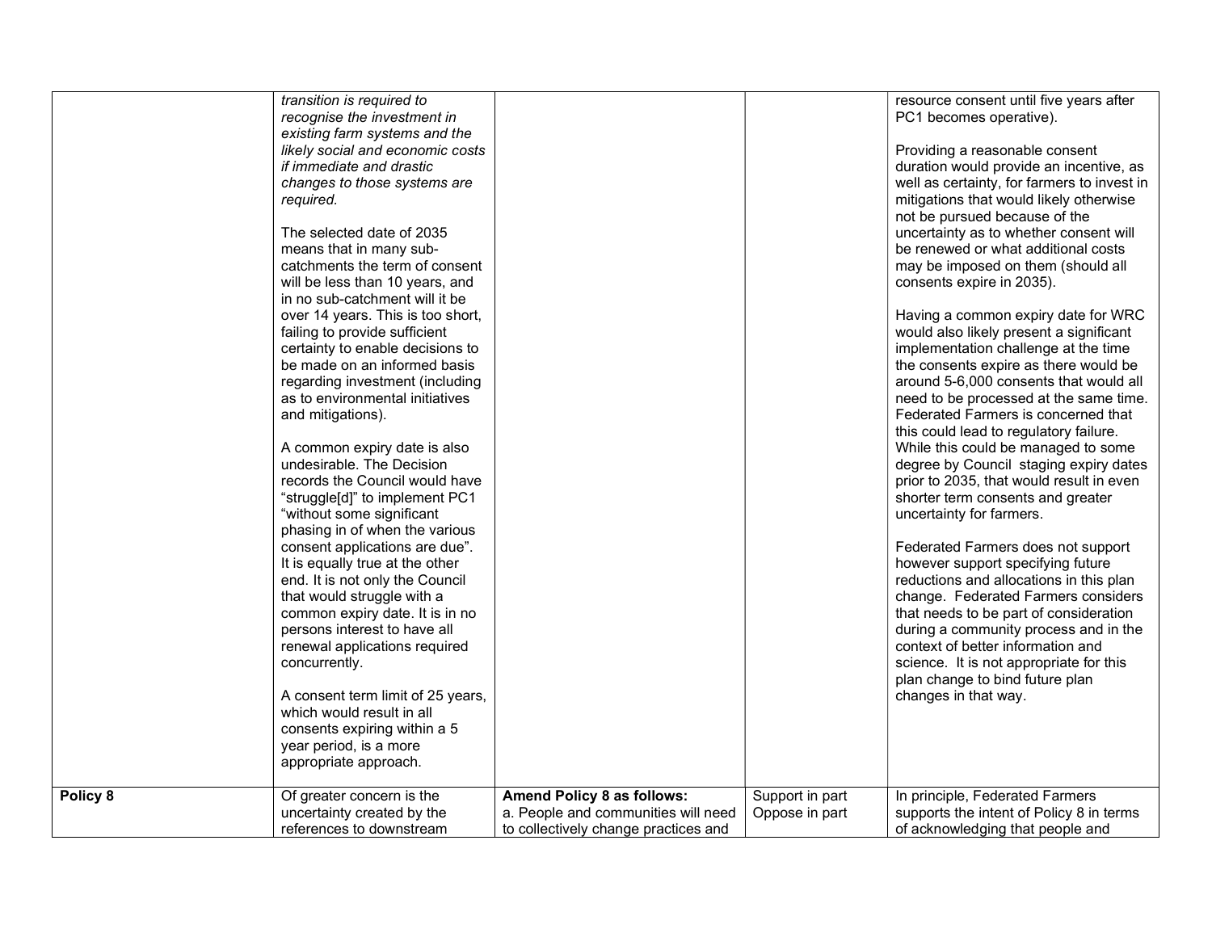| | | | | |
|---|---|---|---|---|
| | *transition is required to recognise the investment in existing farm systems and the likely social and economic costs if immediate and drastic changes to those systems are required.*<br><br>The selected date of 2035 means that in many sub-catchments the term of consent will be less than 10 years, and in no sub-catchment will it be over 14 years. This is too short, failing to provide sufficient certainty to enable decisions to be made on an informed basis regarding investment (including as to environmental initiatives and mitigations).<br><br>A common expiry date is also undesirable. The Decision records the Council would have "struggle[d]" to implement PC1 "without some significant phasing in of when the various consent applications are due". It is equally true at the other end. It is not only the Council that would struggle with a common expiry date. It is in no persons interest to have all renewal applications required concurrently.<br><br>A consent term limit of 25 years, which would result in all consents expiring within a 5 year period, is a more appropriate approach. | | | resource consent until five years after PC1 becomes operative).<br><br>Providing a reasonable consent duration would provide an incentive, as well as certainty, for farmers to invest in mitigations that would likely otherwise not be pursued because of the uncertainty as to whether consent will be renewed or what additional costs may be imposed on them (should all consents expire in 2035).<br><br>Having a common expiry date for WRC would also likely present a significant implementation challenge at the time the consents expire as there would be around 5-6,000 consents that would all need to be processed at the same time. Federated Farmers is concerned that this could lead to regulatory failure. While this could be managed to some degree by Council staging expiry dates prior to 2035, that would result in even shorter term consents and greater uncertainty for farmers.<br><br>Federated Farmers does not support however support specifying future reductions and allocations in this plan change. Federated Farmers considers that needs to be part of consideration during a community process and in the context of better information and science. It is not appropriate for this plan change to bind future plan changes in that way. |
| **Policy 8** | Of greater concern is the uncertainty created by the references to downstream | **Amend Policy 8 as follows:**<br>a. People and communities will need to collectively change practices and | Support in part<br>Oppose in part | In principle, Federated Farmers supports the intent of Policy 8 in terms of acknowledging that people and |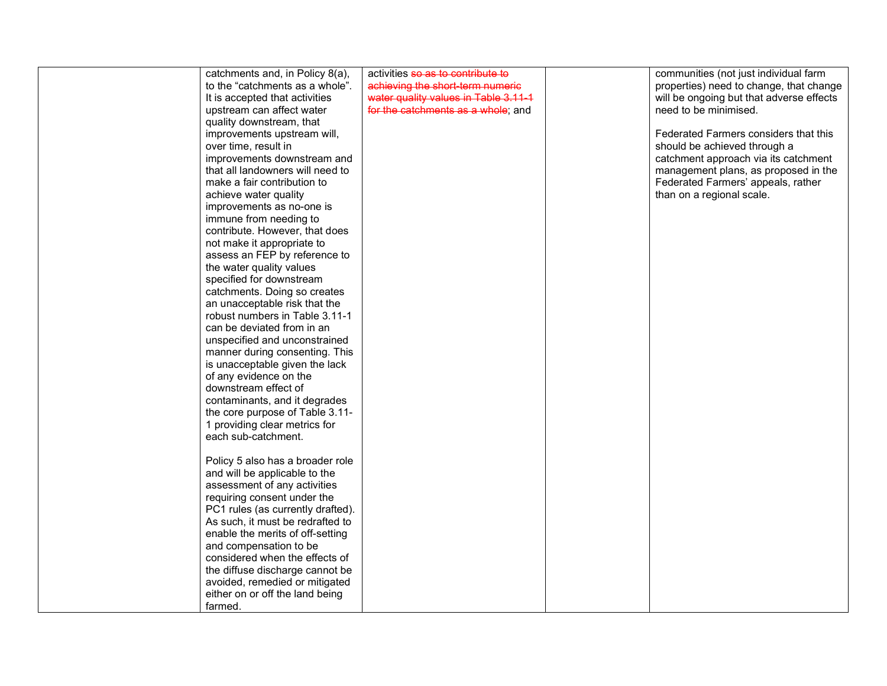| | | | | |
|---|---|---|---|---|
| | catchments and, in Policy 8(a), to the "catchments as a whole". It is accepted that activities upstream can affect water quality downstream, that improvements upstream will, over time, result in improvements downstream and that all landowners will need to make a fair contribution to achieve water quality improvements as no-one is immune from needing to contribute. However, that does not make it appropriate to assess an FEP by reference to the water quality values specified for downstream catchments. Doing so creates an unacceptable risk that the robust numbers in Table 3.11-1 can be deviated from in an unspecified and unconstrained manner during consenting. This is unacceptable given the lack of any evidence on the downstream effect of contaminants, and it degrades the core purpose of Table 3.11-1 providing clear metrics for each sub-catchment.<br><br>Policy 5 also has a broader role and will be applicable to the assessment of any activities requiring consent under the PC1 rules (as currently drafted). As such, it must be redrafted to enable the merits of off-setting and compensation to be considered when the effects of the diffuse discharge cannot be avoided, remedied or mitigated either on or off the land being farmed. | activities ~~so as to contribute to achieving the short-term numeric water quality values in Table 3.11-1 for the catchments as a whole~~; and | | communities (not just individual farm properties) need to change, that change will be ongoing but that adverse effects need to be minimised.<br><br>Federated Farmers considers that this should be achieved through a catchment approach via its catchment management plans, as proposed in the Federated Farmers' appeals, rather than on a regional scale. |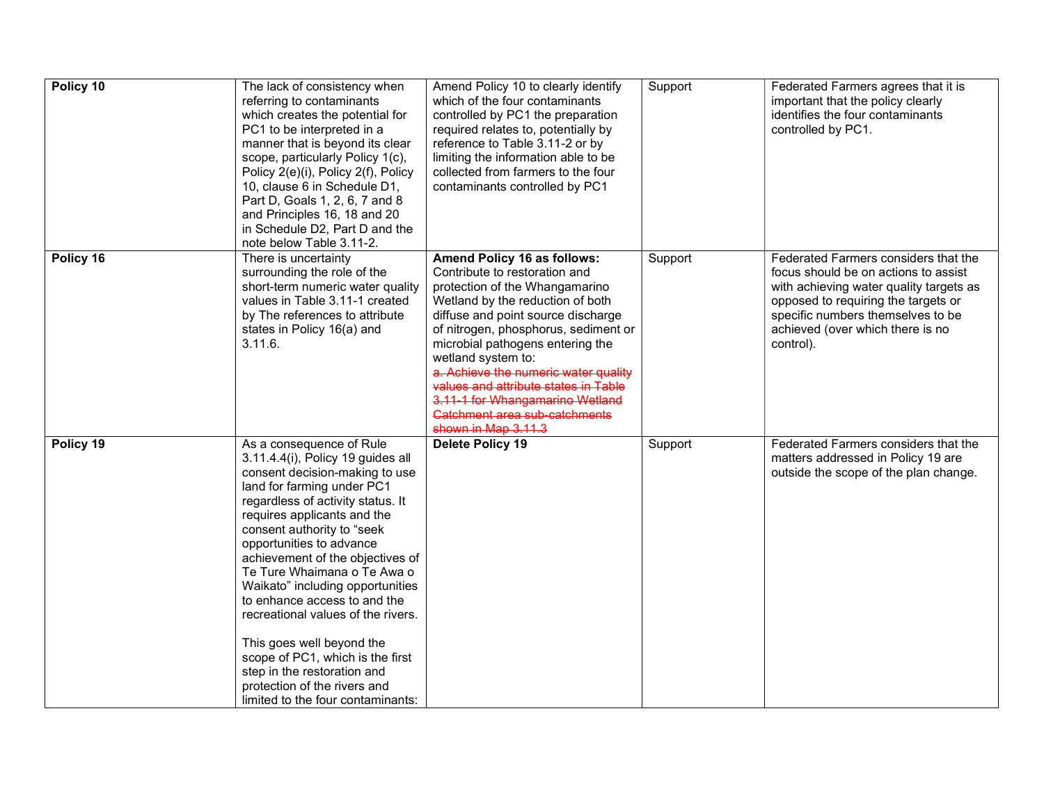| Policy 10 | The lack of consistency when referring to contaminants which creates the potential for PC1 to be interpreted in a manner that is beyond its clear scope, particularly Policy 1(c), Policy 2(e)(i), Policy 2(f), Policy 10, clause 6 in Schedule D1, Part D, Goals 1, 2, 6, 7 and 8 and Principles 16, 18 and 20 in Schedule D2, Part D and the note below Table 3.11-2. | Amend Policy 10 to clearly identify which of the four contaminants controlled by PC1 the preparation required relates to, potentially by reference to Table 3.11-2 or by limiting the information able to be collected from farmers to the four contaminants controlled by PC1 | Support | Federated Farmers agrees that it is important that the policy clearly identifies the four contaminants controlled by PC1. |
|---|---|---|---|---|
| **Policy 16** | There is uncertainty surrounding the role of the short-term numeric water quality values in Table 3.11-1 created by The references to attribute states in Policy 16(a) and 3.11.6. | **Amend Policy 16 as follows:** Contribute to restoration and protection of the Whangamarino Wetland by the reduction of both diffuse and point source discharge of nitrogen, phosphorus, sediment or microbial pathogens entering the wetland system to: ~~a. Achieve the numeric water quality values and attribute states in Table 3.11-1 for Whangamarino Wetland Catchment area sub-catchments shown in Map 3.11.3~~ | Support | Federated Farmers considers that the focus should be on actions to assist with achieving water quality targets as opposed to requiring the targets or specific numbers themselves to be achieved (over which there is no control). |
| **Policy 19** | As a consequence of Rule 3.11.4.4(i), Policy 19 guides all consent decision-making to use land for farming under PC1 regardless of activity status. It requires applicants and the consent authority to "seek opportunities to advance achievement of the objectives of Te Ture Whaimana o Te Awa o Waikato" including opportunities to enhance access to and the recreational values of the rivers.<br><br>This goes well beyond the scope of PC1, which is the first step in the restoration and protection of the rivers and limited to the four contaminants: | **Delete Policy 19** | Support | Federated Farmers considers that the matters addressed in Policy 19 are outside the scope of the plan change. |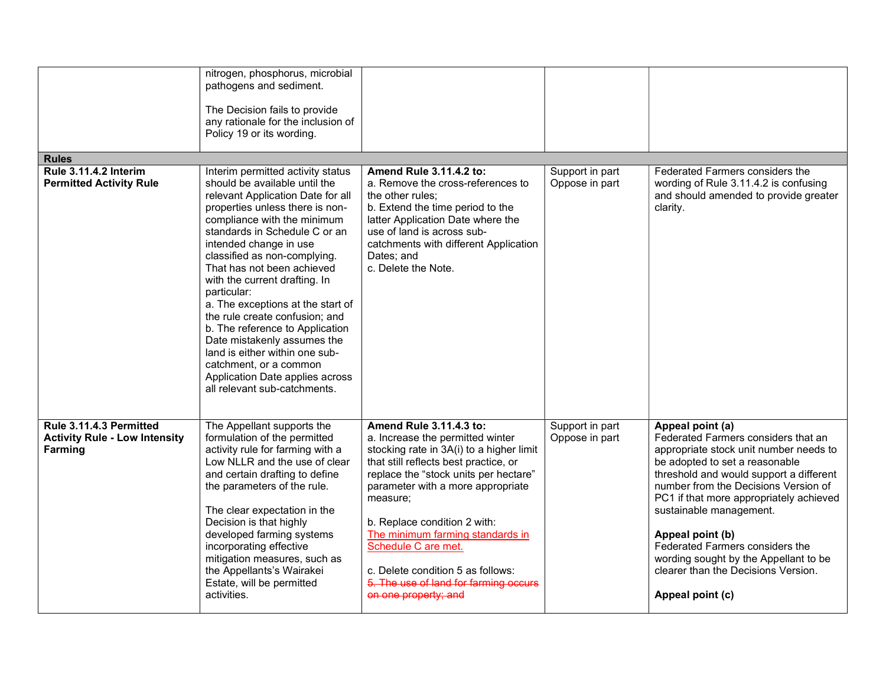| | | | | |
|---|---|---|---|---|
| | nitrogen, phosphorus, microbial pathogens and sediment.<br><br>The Decision fails to provide any rationale for the inclusion of Policy 19 or its wording. | | | |
| **Rules** | | | | |
| **Rule 3.11.4.2 Interim Permitted Activity Rule** | Interim permitted activity status should be available until the relevant Application Date for all properties unless there is non-compliance with the minimum standards in Schedule C or an intended change in use classified as non-complying. That has not been achieved with the current drafting. In particular:<br>a. The exceptions at the start of the rule create confusion; and<br>b. The reference to Application Date mistakenly assumes the land is either within one sub-catchment, or a common Application Date applies across all relevant sub-catchments. | **Amend Rule 3.11.4.2 to:**<br>a. Remove the cross-references to the other rules;<br>b. Extend the time period to the latter Application Date where the use of land is across sub-catchments with different Application Dates; and<br>c. Delete the Note. | Support in part<br>Oppose in part | Federated Farmers considers the wording of Rule 3.11.4.2 is confusing and should amended to provide greater clarity. |
| **Rule 3.11.4.3 Permitted Activity Rule - Low Intensity Farming** | The Appellant supports the formulation of the permitted activity rule for farming with a Low NLLR and the use of clear and certain drafting to define the parameters of the rule.<br><br>The clear expectation in the Decision is that highly developed farming systems incorporating effective mitigation measures, such as the Appellants's Wairakei Estate, will be permitted activities. | **Amend Rule 3.11.4.3 to:**<br>a. Increase the permitted winter stocking rate in 3A(i) to a higher limit that still reflects best practice, or replace the "stock units per hectare" parameter with a more appropriate measure;<br><br>b. Replace condition 2 with:<br><ins>The minimum farming standards in Schedule C are met.</ins><br><br>c. Delete condition 5 as follows:<br>~~5. The use of land for farming occurs on one property; and~~ | Support in part<br>Oppose in part | **Appeal point (a)**<br>Federated Farmers considers that an appropriate stock unit number needs to be adopted to set a reasonable threshold and would support a different number from the Decisions Version of PC1 if that more appropriately achieved sustainable management.<br><br>**Appeal point (b)**<br>Federated Farmers considers the wording sought by the Appellant to be clearer than the Decisions Version.<br><br>**Appeal point (c)** |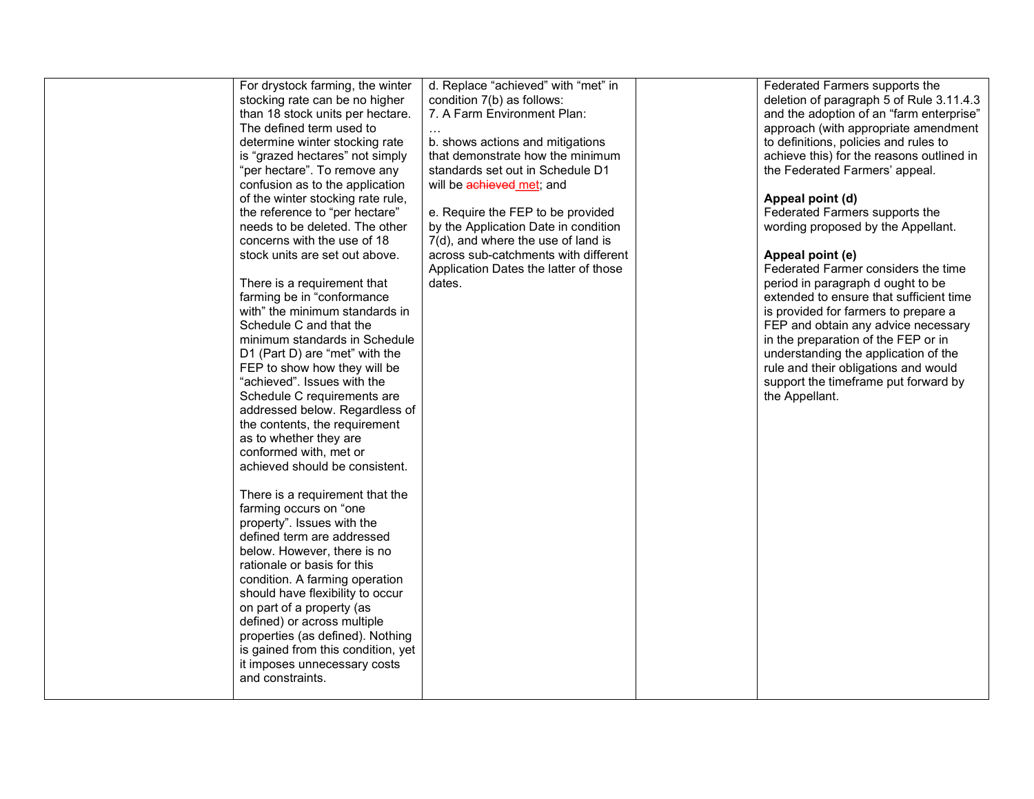| | | | | |
|---|---|---|---|---|
| | For drystock farming, the winter stocking rate can be no higher than 18 stock units per hectare. The defined term used to determine winter stocking rate is "grazed hectares" not simply "per hectare". To remove any confusion as to the application of the winter stocking rate rule, the reference to "per hectare" needs to be deleted. The other concerns with the use of 18 stock units are set out above.<br><br>There is a requirement that farming be in "conformance with" the minimum standards in Schedule C and that the minimum standards in Schedule D1 (Part D) are "met" with the FEP to show how they will be "achieved". Issues with the Schedule C requirements are addressed below. Regardless of the contents, the requirement as to whether they are conformed with, met or achieved should be consistent.<br><br>There is a requirement that the farming occurs on "one property". Issues with the defined term are addressed below. However, there is no rationale or basis for this condition. A farming operation should have flexibility to occur on part of a property (as defined) or across multiple properties (as defined). Nothing is gained from this condition, yet it imposes unnecessary costs and constraints. | d. Replace "achieved" with "met" in condition 7(b) as follows:<br>7. A Farm Environment Plan:<br>…<br>b. shows actions and mitigations that demonstrate how the minimum standards set out in Schedule D1 will be ~~achieved~~ met; and<br><br>e. Require the FEP to be provided by the Application Date in condition 7(d), and where the use of land is across sub-catchments with different Application Dates the latter of those dates. | | Federated Farmers supports the deletion of paragraph 5 of Rule 3.11.4.3 and the adoption of an "farm enterprise" approach (with appropriate amendment to definitions, policies and rules to achieve this) for the reasons outlined in the Federated Farmers' appeal.<br><br>**Appeal point (d)**<br>Federated Farmers supports the wording proposed by the Appellant.<br><br>**Appeal point (e)**<br>Federated Farmer considers the time period in paragraph d ought to be extended to ensure that sufficient time is provided for farmers to prepare a FEP and obtain any advice necessary in the preparation of the FEP or in understanding the application of the rule and their obligations and would support the timeframe put forward by the Appellant. |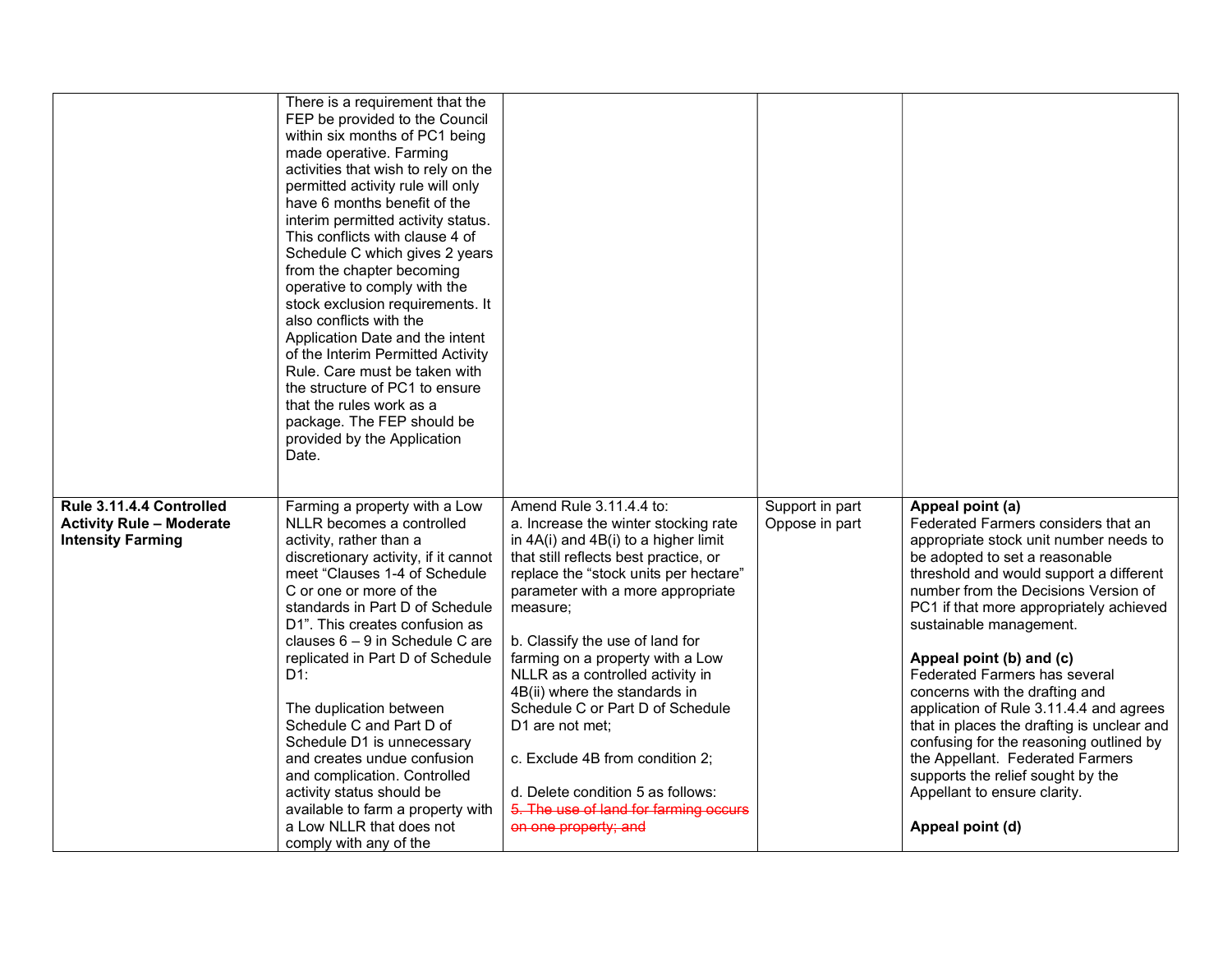| | | | | |
|---|---|---|---|---|
| | There is a requirement that the FEP be provided to the Council within six months of PC1 being made operative. Farming activities that wish to rely on the permitted activity rule will only have 6 months benefit of the interim permitted activity status. This conflicts with clause 4 of Schedule C which gives 2 years from the chapter becoming operative to comply with the stock exclusion requirements. It also conflicts with the Application Date and the intent of the Interim Permitted Activity Rule. Care must be taken with the structure of PC1 to ensure that the rules work as a package. The FEP should be provided by the Application Date. | | | |
| **Rule 3.11.4.4 Controlled Activity Rule – Moderate Intensity Farming** | Farming a property with a Low NLLR becomes a controlled activity, rather than a discretionary activity, if it cannot meet "Clauses 1-4 of Schedule C or one or more of the standards in Part D of Schedule D1". This creates confusion as clauses 6 – 9 in Schedule C are replicated in Part D of Schedule D1:<br><br>The duplication between Schedule C and Part D of Schedule D1 is unnecessary and creates undue confusion and complication. Controlled activity status should be available to farm a property with a Low NLLR that does not comply with any of the | Amend Rule 3.11.4.4 to:<br>a. Increase the winter stocking rate in 4A(i) and 4B(i) to a higher limit that still reflects best practice, or replace the "stock units per hectare" parameter with a more appropriate measure;<br><br>b. Classify the use of land for farming on a property with a Low NLLR as a controlled activity in 4B(ii) where the standards in Schedule C or Part D of Schedule D1 are not met;<br><br>c. Exclude 4B from condition 2;<br><br>d. Delete condition 5 as follows:<br>~~5. The use of land for farming occurs on one property; and~~ | Support in part<br>Oppose in part | **Appeal point (a)**<br>Federated Farmers considers that an appropriate stock unit number needs to be adopted to set a reasonable threshold and would support a different number from the Decisions Version of PC1 if that more appropriately achieved sustainable management.<br><br>**Appeal point (b) and (c)**<br>Federated Farmers has several concerns with the drafting and application of Rule 3.11.4.4 and agrees that in places the drafting is unclear and confusing for the reasoning outlined by the Appellant. Federated Farmers supports the relief sought by the Appellant to ensure clarity.<br><br>**Appeal point (d)** |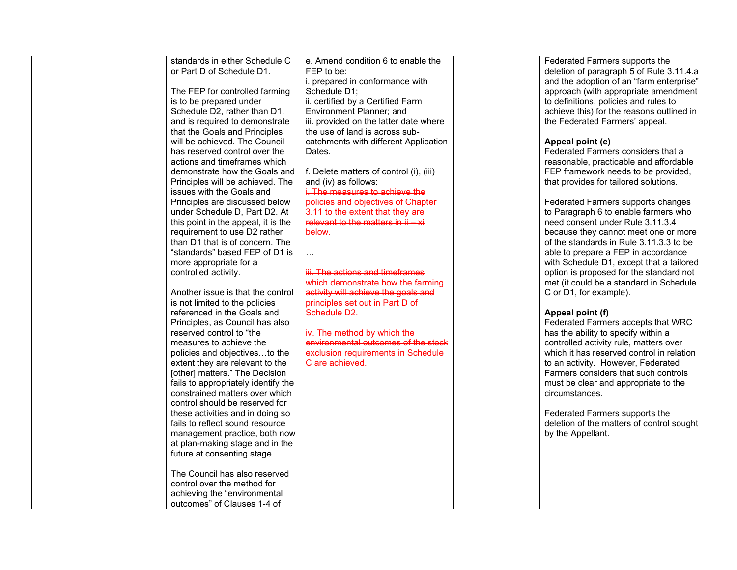| | | | | |
|---|---|---|---|---|
| | standards in either Schedule C or Part D of Schedule D1.<br><br>The FEP for controlled farming is to be prepared under Schedule D2, rather than D1, and is required to demonstrate that the Goals and Principles will be achieved. The Council has reserved control over the actions and timeframes which demonstrate how the Goals and Principles will be achieved. The issues with the Goals and Principles are discussed below under Schedule D, Part D2. At this point in the appeal, it is the requirement to use D2 rather than D1 that is of concern. The "standards" based FEP of D1 is more appropriate for a controlled activity.<br><br>Another issue is that the control is not limited to the policies referenced in the Goals and Principles, as Council has also reserved control to "the measures to achieve the policies and objectives…to the extent they are relevant to the [other] matters." The Decision fails to appropriately identify the constrained matters over which control should be reserved for these activities and in doing so fails to reflect sound resource management practice, both now at plan-making stage and in the future at consenting stage.<br><br>The Council has also reserved control over the method for achieving the "environmental outcomes" of Clauses 1-4 of | e. Amend condition 6 to enable the FEP to be:<br>i. prepared in conformance with Schedule D1;<br>ii. certified by a Certified Farm Environment Planner; and<br>iii. provided on the latter date where the use of land is across sub-catchments with different Application Dates.<br><br>f. Delete matters of control (i), (iii) and (iv) as follows:<br>~~i. The measures to achieve the policies and objectives of Chapter 3.11 to the extent that they are relevant to the matters in ii – xi below.~~<br><br>…<br><br>~~iii. The actions and timeframes which demonstrate how the farming activity will achieve the goals and principles set out in Part D of Schedule D2.~~<br><br>~~iv. The method by which the environmental outcomes of the stock exclusion requirements in Schedule C are achieved.~~ | | Federated Farmers supports the deletion of paragraph 5 of Rule 3.11.4.a and the adoption of an "farm enterprise" approach (with appropriate amendment to definitions, policies and rules to achieve this) for the reasons outlined in the Federated Farmers' appeal.<br><br>**Appeal point (e)**<br>Federated Farmers considers that a reasonable, practicable and affordable FEP framework needs to be provided, that provides for tailored solutions.<br><br>Federated Farmers supports changes to Paragraph 6 to enable farmers who need consent under Rule 3.11.3.4 because they cannot meet one or more of the standards in Rule 3.11.3.3 to be able to prepare a FEP in accordance with Schedule D1, except that a tailored option is proposed for the standard not met (it could be a standard in Schedule C or D1, for example).<br><br>**Appeal point (f)**<br>Federated Farmers accepts that WRC has the ability to specify within a controlled activity rule, matters over which it has reserved control in relation to an activity. However, Federated Farmers considers that such controls must be clear and appropriate to the circumstances.<br><br>Federated Farmers supports the deletion of the matters of control sought by the Appellant. |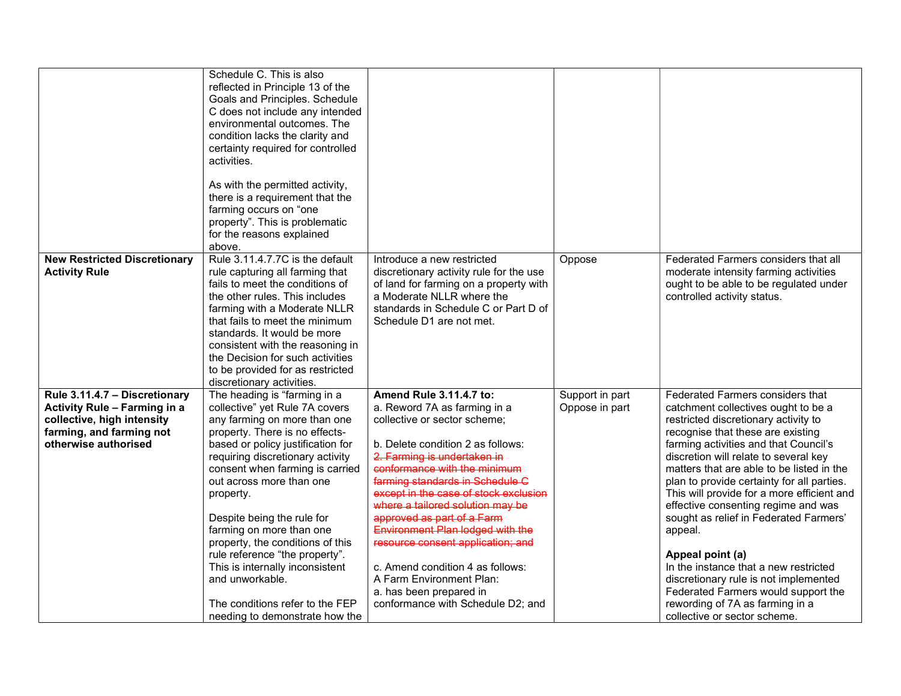| | | | | |
|---|---|---|---|---|
| | Schedule C. This is also reflected in Principle 13 of the Goals and Principles. Schedule C does not include any intended environmental outcomes. The condition lacks the clarity and certainty required for controlled activities.<br><br>As with the permitted activity, there is a requirement that the farming occurs on "one property". This is problematic for the reasons explained above. | | | |
| **New Restricted Discretionary Activity Rule** | Rule 3.11.4.7.7C is the default rule capturing all farming that fails to meet the conditions of the other rules. This includes farming with a Moderate NLLR that fails to meet the minimum standards. It would be more consistent with the reasoning in the Decision for such activities to be provided for as restricted discretionary activities. | Introduce a new restricted discretionary activity rule for the use of land for farming on a property with a Moderate NLLR where the standards in Schedule C or Part D of Schedule D1 are not met. | Oppose | Federated Farmers considers that all moderate intensity farming activities ought to be able to be regulated under controlled activity status. |
| **Rule 3.11.4.7 – Discretionary Activity Rule – Farming in a collective, high intensity farming, and farming not otherwise authorised** | The heading is "farming in a collective" yet Rule 7A covers any farming on more than one property. There is no effects-based or policy justification for requiring discretionary activity consent when farming is carried out across more than one property.<br><br>Despite being the rule for farming on more than one property, the conditions of this rule reference "the property". This is internally inconsistent and unworkable.<br><br>The conditions refer to the FEP needing to demonstrate how the | **Amend Rule 3.11.4.7 to:**<br>a. Reword 7A as farming in a collective or sector scheme;<br><br>b. Delete condition 2 as follows:<br>~~2. Farming is undertaken in conformance with the minimum farming standards in Schedule C except in the case of stock exclusion where a tailored solution may be approved as part of a Farm Environment Plan lodged with the resource consent application; and~~<br><br>c. Amend condition 4 as follows:<br>A Farm Environment Plan:<br>a. has been prepared in conformance with Schedule D2; and | Support in part<br>Oppose in part | Federated Farmers considers that catchment collectives ought to be a restricted discretionary activity to recognise that these are existing farming activities and that Council's discretion will relate to several key matters that are able to be listed in the plan to provide certainty for all parties. This will provide for a more efficient and effective consenting regime and was sought as relief in Federated Farmers' appeal.<br><br>**Appeal point (a)**<br>In the instance that a new restricted discretionary rule is not implemented Federated Farmers would support the rewording of 7A as farming in a collective or sector scheme. |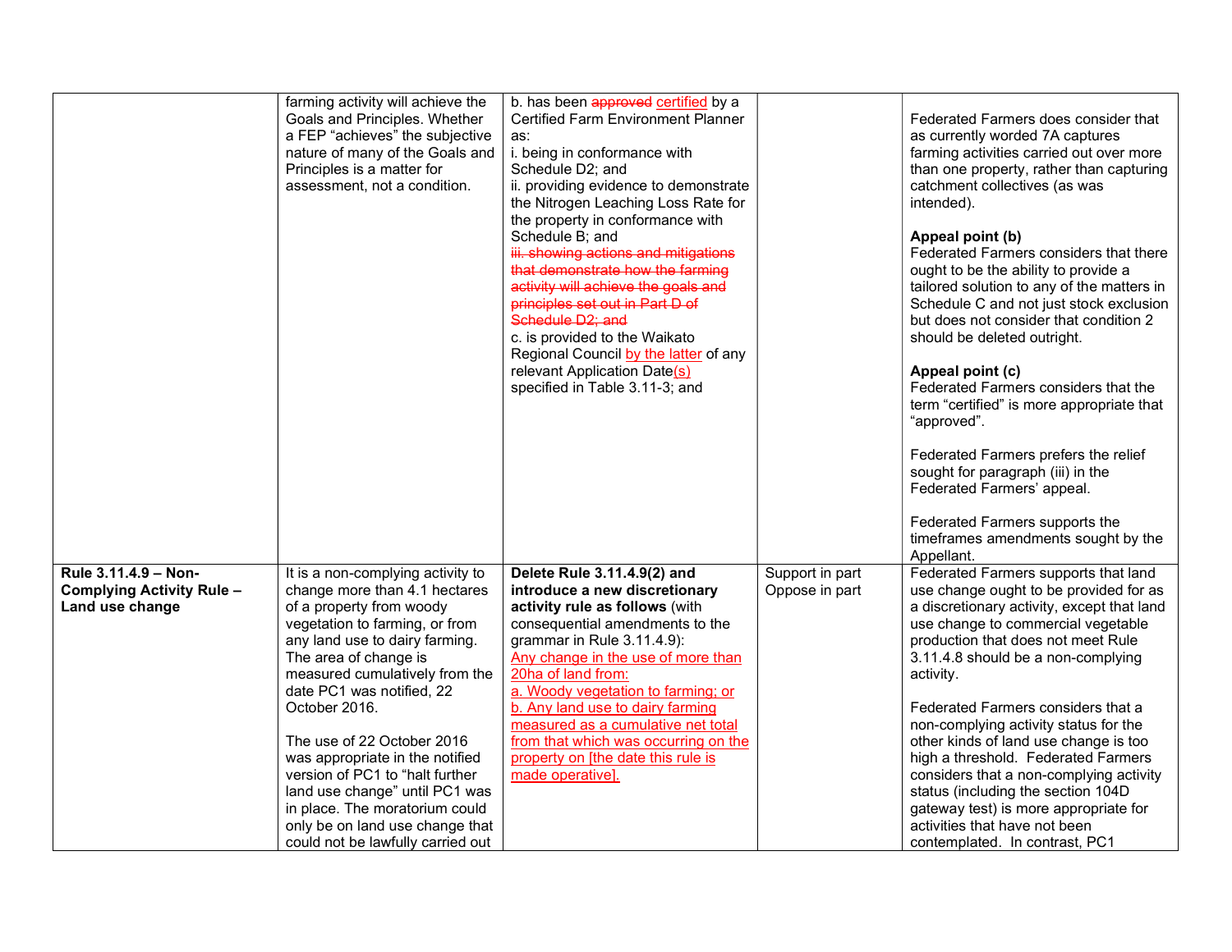| | | | | |
|---|---|---|---|---|
| | farming activity will achieve the Goals and Principles. Whether a FEP "achieves" the subjective nature of many of the Goals and Principles is a matter for assessment, not a condition. | b. has been ~~approved~~ <u>certified</u> by a Certified Farm Environment Planner as:<br>i. being in conformance with Schedule D2; and<br>ii. providing evidence to demonstrate the Nitrogen Leaching Loss Rate for the property in conformance with Schedule B; and<br>~~iii. showing actions and mitigations that demonstrate how the farming activity will achieve the goals and principles set out in Part D of Schedule D2; and~~<br>c. is provided to the Waikato Regional Council <u>by the latter</u> of any relevant Application Date<u>(s)</u> specified in Table 3.11-3; and | | Federated Farmers does consider that as currently worded 7A captures farming activities carried out over more than one property, rather than capturing catchment collectives (as was intended).<br><br>**Appeal point (b)**<br>Federated Farmers considers that there ought to be the ability to provide a tailored solution to any of the matters in Schedule C and not just stock exclusion but does not consider that condition 2 should be deleted outright.<br><br>**Appeal point (c)**<br>Federated Farmers considers that the term "certified" is more appropriate that "approved".<br><br>Federated Farmers prefers the relief sought for paragraph (iii) in the Federated Farmers' appeal.<br><br>Federated Farmers supports the timeframes amendments sought by the Appellant. |
| **Rule 3.11.4.9 – Non-Complying Activity Rule – Land use change** | It is a non-complying activity to change more than 4.1 hectares of a property from woody vegetation to farming, or from any land use to dairy farming. The area of change is measured cumulatively from the date PC1 was notified, 22 October 2016.<br><br>The use of 22 October 2016 was appropriate in the notified version of PC1 to "halt further land use change" until PC1 was in place. The moratorium could only be on land use change that could not be lawfully carried out | **Delete Rule 3.11.4.9(2) and introduce a new discretionary activity rule as follows** (with consequential amendments to the grammar in Rule 3.11.4.9):<br><u>Any change in the use of more than 20ha of land from:</u><br><u>a. Woody vegetation to farming; or</u><br><u>b. Any land use to dairy farming measured as a cumulative net total from that which was occurring on the property on [the date this rule is made operative].</u> | Support in part<br>Oppose in part | Federated Farmers supports that land use change ought to be provided for as a discretionary activity, except that land use change to commercial vegetable production that does not meet Rule 3.11.4.8 should be a non-complying activity.<br><br>Federated Farmers considers that a non-complying activity status for the other kinds of land use change is too high a threshold. Federated Farmers considers that a non-complying activity status (including the section 104D gateway test) is more appropriate for activities that have not been contemplated. In contrast, PC1 |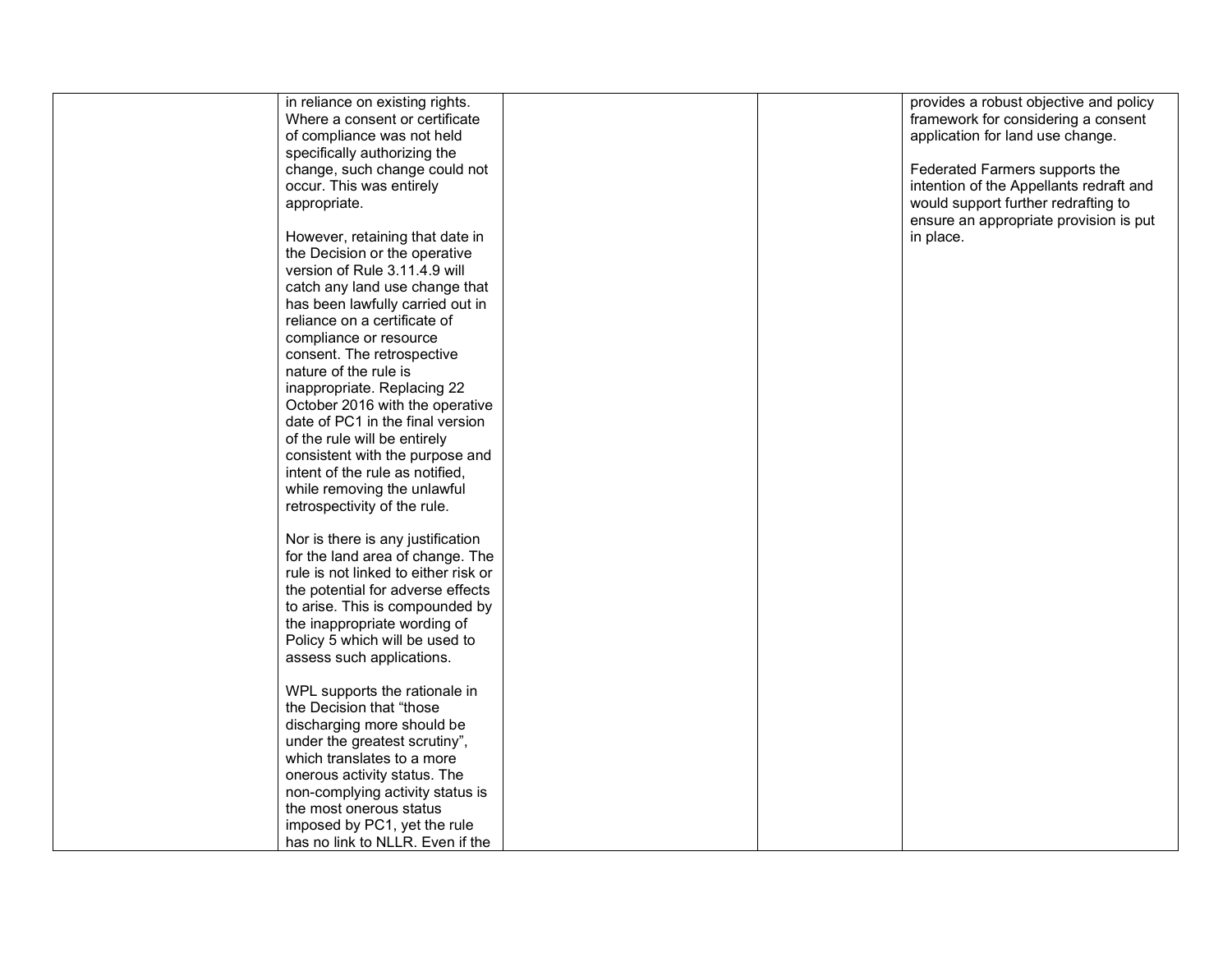|  |  |  |  |  |
|---|---|---|---|---|
|  | in reliance on existing rights. Where a consent or certificate of compliance was not held specifically authorizing the change, such change could not occur. This was entirely appropriate.<br><br>However, retaining that date in the Decision or the operative version of Rule 3.11.4.9 will catch any land use change that has been lawfully carried out in reliance on a certificate of compliance or resource consent. The retrospective nature of the rule is inappropriate. Replacing 22 October 2016 with the operative date of PC1 in the final version of the rule will be entirely consistent with the purpose and intent of the rule as notified, while removing the unlawful retrospectivity of the rule.<br><br>Nor is there is any justification for the land area of change. The rule is not linked to either risk or the potential for adverse effects to arise. This is compounded by the inappropriate wording of Policy 5 which will be used to assess such applications.<br><br>WPL supports the rationale in the Decision that "those discharging more should be under the greatest scrutiny", which translates to a more onerous activity status. The non-complying activity status is the most onerous status imposed by PC1, yet the rule has no link to NLLR. Even if the |  |  | provides a robust objective and policy framework for considering a consent application for land use change.<br><br>Federated Farmers supports the intention of the Appellants redraft and would support further redrafting to ensure an appropriate provision is put in place. |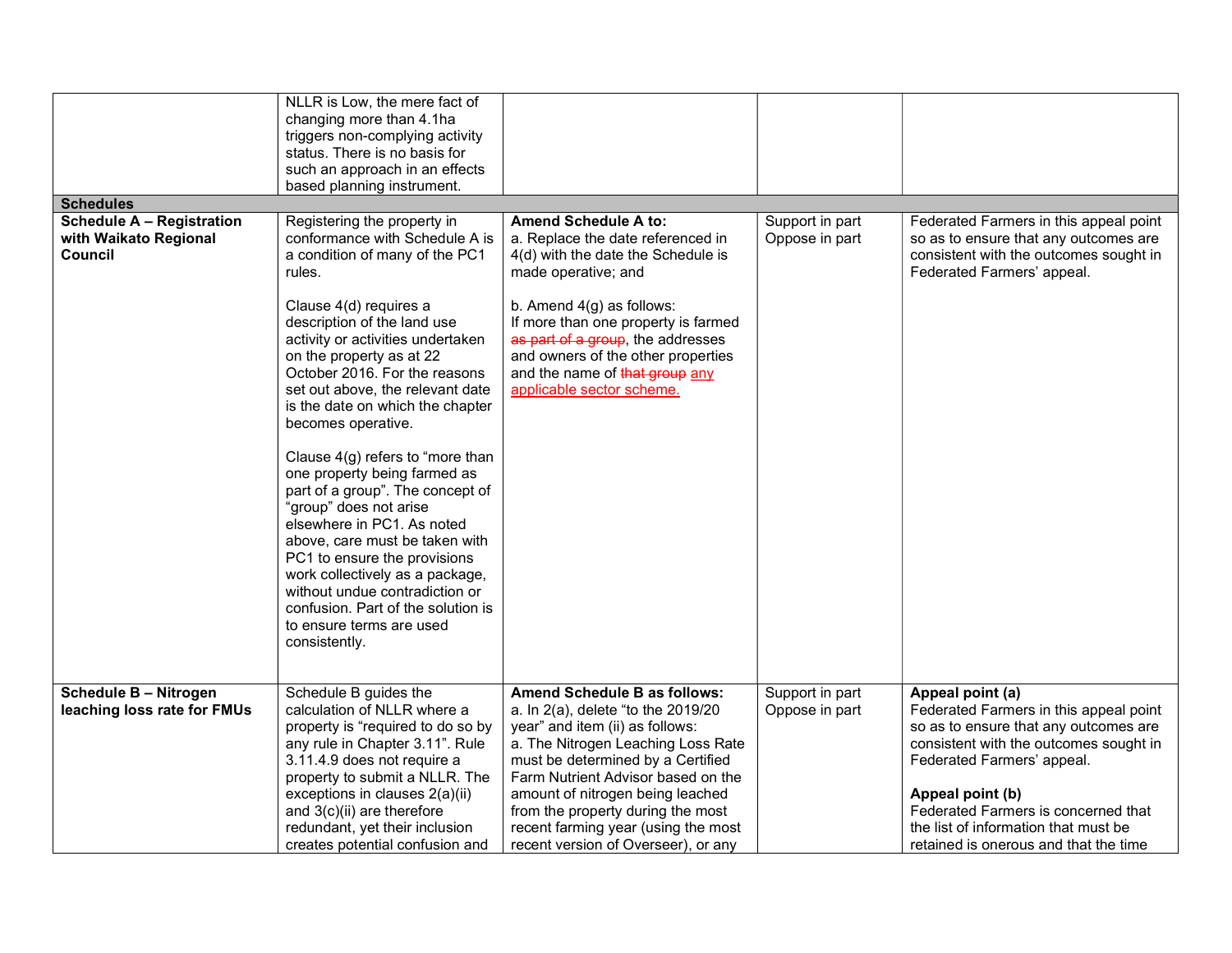| | | | | |
|---|---|---|---|---|
| | NLLR is Low, the mere fact of changing more than 4.1ha triggers non-complying activity status. There is no basis for such an approach in an effects based planning instrument. | | | |
| **Schedules** | | | | |
| **Schedule A – Registration with Waikato Regional Council** | Registering the property in conformance with Schedule A is a condition of many of the PC1 rules.<br><br>Clause 4(d) requires a description of the land use activity or activities undertaken on the property as at 22 October 2016. For the reasons set out above, the relevant date is the date on which the chapter becomes operative.<br><br>Clause 4(g) refers to "more than one property being farmed as part of a group". The concept of "group" does not arise elsewhere in PC1. As noted above, care must be taken with PC1 to ensure the provisions work collectively as a package, without undue contradiction or confusion. Part of the solution is to ensure terms are used consistently. | **Amend Schedule A to:**<br>a. Replace the date referenced in 4(d) with the date the Schedule is made operative; and<br><br>b. Amend 4(g) as follows:<br>If more than one property is farmed ~~as part of a group~~, the addresses and owners of the other properties and the name of ~~that group~~ <u>any applicable sector scheme.</u> | Support in part<br>Oppose in part | Federated Farmers in this appeal point so as to ensure that any outcomes are consistent with the outcomes sought in Federated Farmers' appeal. |
| **Schedule B – Nitrogen leaching loss rate for FMUs** | Schedule B guides the calculation of NLLR where a property is "required to do so by any rule in Chapter 3.11". Rule 3.11.4.9 does not require a property to submit a NLLR. The exceptions in clauses 2(a)(ii) and 3(c)(ii) are therefore redundant, yet their inclusion creates potential confusion and | **Amend Schedule B as follows:**<br>a. In 2(a), delete "to the 2019/20 year" and item (ii) as follows:<br>a. The Nitrogen Leaching Loss Rate must be determined by a Certified Farm Nutrient Advisor based on the amount of nitrogen being leached from the property during the most recent farming year (using the most recent version of Overseer), or any | Support in part<br>Oppose in part | **Appeal point (a)**<br>Federated Farmers in this appeal point so as to ensure that any outcomes are consistent with the outcomes sought in Federated Farmers' appeal.<br><br>**Appeal point (b)**<br>Federated Farmers is concerned that the list of information that must be retained is onerous and that the time |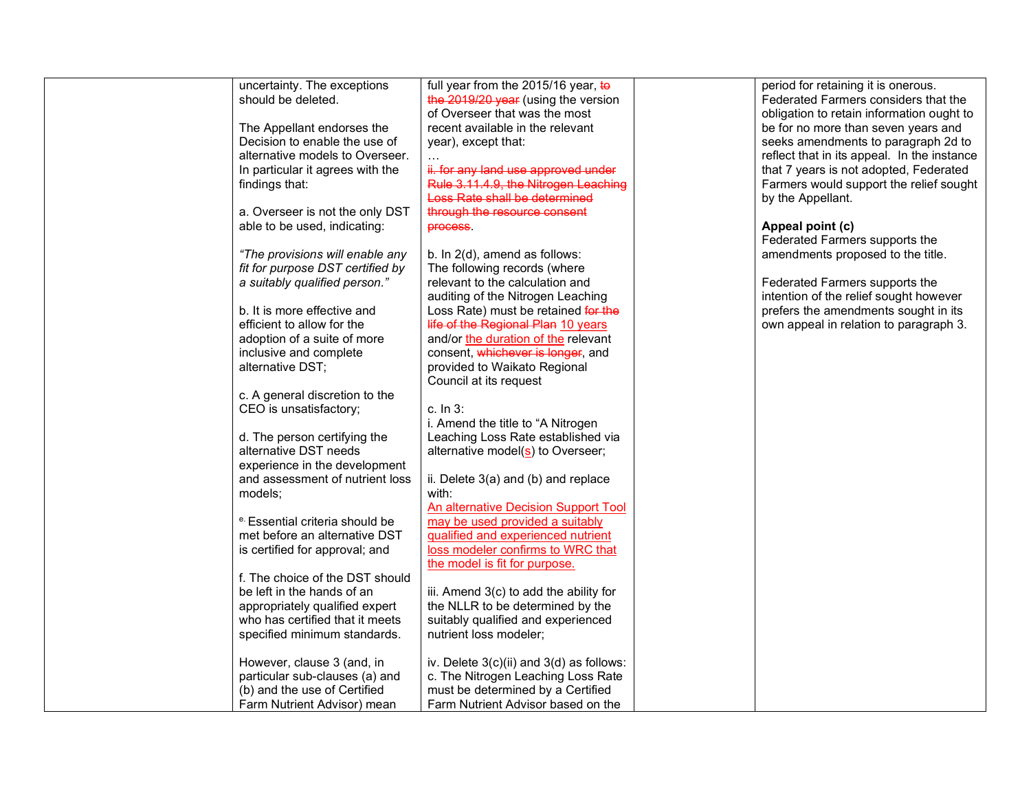| | | | | |
|---|---|---|---|---|
| | uncertainty. The exceptions should be deleted.<br><br>The Appellant endorses the Decision to enable the use of alternative models to Overseer. In particular it agrees with the findings that:<br><br>a. Overseer is not the only DST able to be used, indicating:<br><br>*"The provisions will enable any fit for purpose DST certified by a suitably qualified person."*<br><br>b. It is more effective and efficient to allow for the adoption of a suite of more inclusive and complete alternative DST;<br><br>c. A general discretion to the CEO is unsatisfactory;<br><br>d. The person certifying the alternative DST needs experience in the development and assessment of nutrient loss models;<br><br>e. Essential criteria should be met before an alternative DST is certified for approval; and<br><br>f. The choice of the DST should be left in the hands of an appropriately qualified expert who has certified that it meets specified minimum standards.<br><br>However, clause 3 (and, in particular sub-clauses (a) and (b) and the use of Certified Farm Nutrient Advisor) mean | full year from the 2015/16 year, ~~to the 2019/20 year~~ (using the version of Overseer that was the most recent available in the relevant year), except that:<br>…<br>~~ii. for any land use approved under Rule 3.11.4.9, the Nitrogen Leaching Loss Rate shall be determined through the resource consent process~~.<br><br>b. In 2(d), amend as follows:<br>The following records (where relevant to the calculation and auditing of the Nitrogen Leaching Loss Rate) must be retained ~~for the life of the Regional Plan~~ <u>10 years</u> and/or <u>the duration of the</u> relevant consent, ~~whichever is longer~~, and provided to Waikato Regional Council at its request<br><br>c. In 3:<br>i. Amend the title to "A Nitrogen Leaching Loss Rate established via alternative model(<u>s</u>) to Overseer;<br><br>ii. Delete 3(a) and (b) and replace with:<br><u>An alternative Decision Support Tool may be used provided a suitably qualified and experienced nutrient loss modeler confirms to WRC that the model is fit for purpose.</u><br><br>iii. Amend 3(c) to add the ability for the NLLR to be determined by the suitably qualified and experienced nutrient loss modeler;<br><br>iv. Delete 3(c)(ii) and 3(d) as follows:<br>c. The Nitrogen Leaching Loss Rate must be determined by a Certified Farm Nutrient Advisor based on the | | period for retaining it is onerous. Federated Farmers considers that the obligation to retain information ought to be for no more than seven years and seeks amendments to paragraph 2d to reflect that in its appeal. In the instance that 7 years is not adopted, Federated Farmers would support the relief sought by the Appellant.<br><br>**Appeal point (c)**<br>Federated Farmers supports the amendments proposed to the title.<br><br>Federated Farmers supports the intention of the relief sought however prefers the amendments sought in its own appeal in relation to paragraph 3. |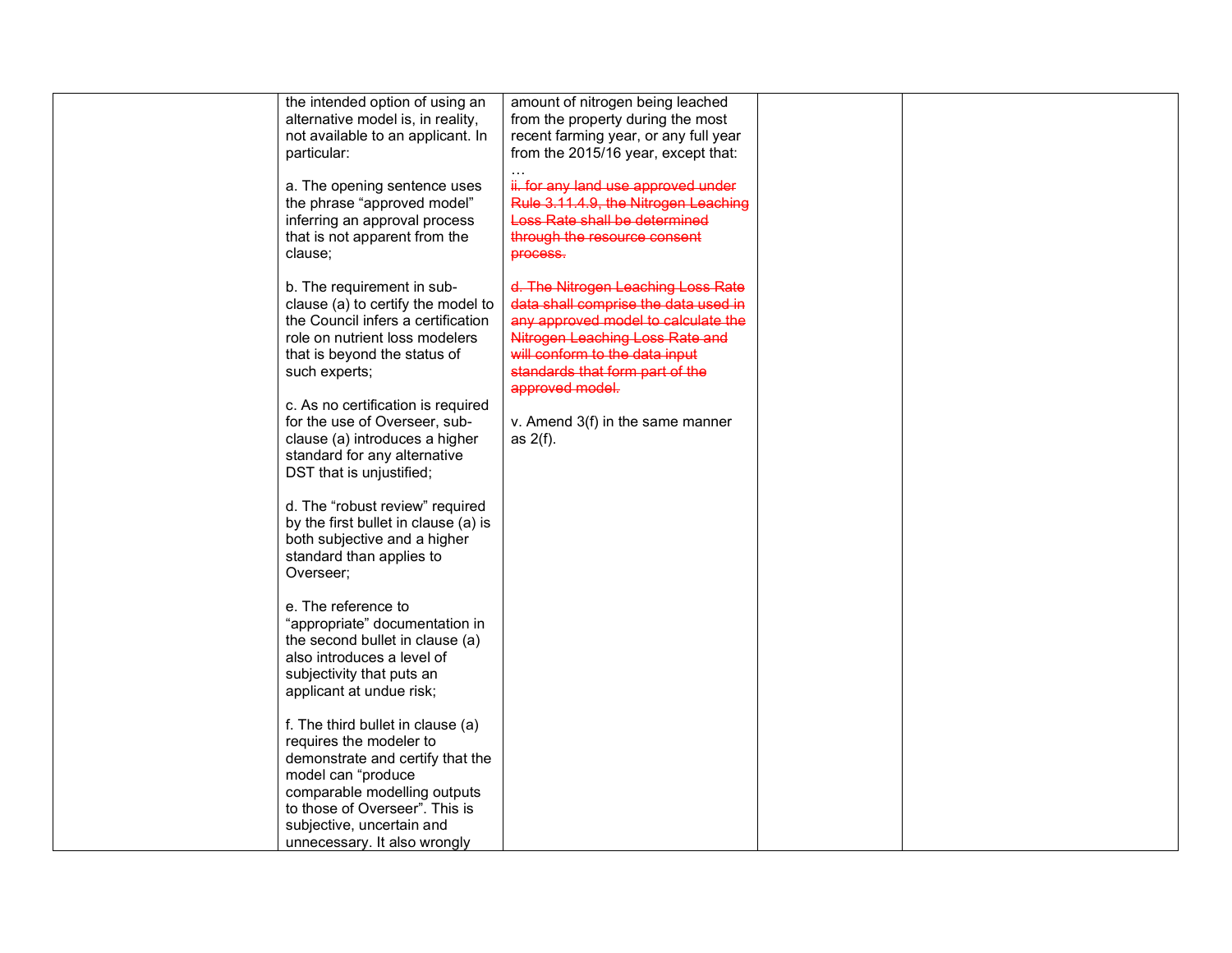|  | the intended option of using an alternative model is, in reality, not available to an applicant. In particular:<br><br>a. The opening sentence uses the phrase "approved model" inferring an approval process that is not apparent from the clause;<br><br>b. The requirement in sub-clause (a) to certify the model to the Council infers a certification role on nutrient loss modelers that is beyond the status of such experts;<br><br>c. As no certification is required for the use of Overseer, sub-clause (a) introduces a higher standard for any alternative DST that is unjustified;<br><br>d. The "robust review" required by the first bullet in clause (a) is both subjective and a higher standard than applies to Overseer;<br><br>e. The reference to "appropriate" documentation in the second bullet in clause (a) also introduces a level of subjectivity that puts an applicant at undue risk;<br><br>f. The third bullet in clause (a) requires the modeler to demonstrate and certify that the model can "produce comparable modelling outputs to those of Overseer". This is subjective, uncertain and unnecessary. It also wrongly | amount of nitrogen being leached from the property during the most recent farming year, or any full year from the 2015/16 year, except that:<br>…<br>~~ii. for any land use approved under Rule 3.11.4.9, the Nitrogen Leaching Loss Rate shall be determined through the resource consent process.~~<br><br>~~d. The Nitrogen Leaching Loss Rate data shall comprise the data used in any approved model to calculate the Nitrogen Leaching Loss Rate and will conform to the data input standards that form part of the approved model.~~<br><br>v. Amend 3(f) in the same manner as 2(f). |  |  |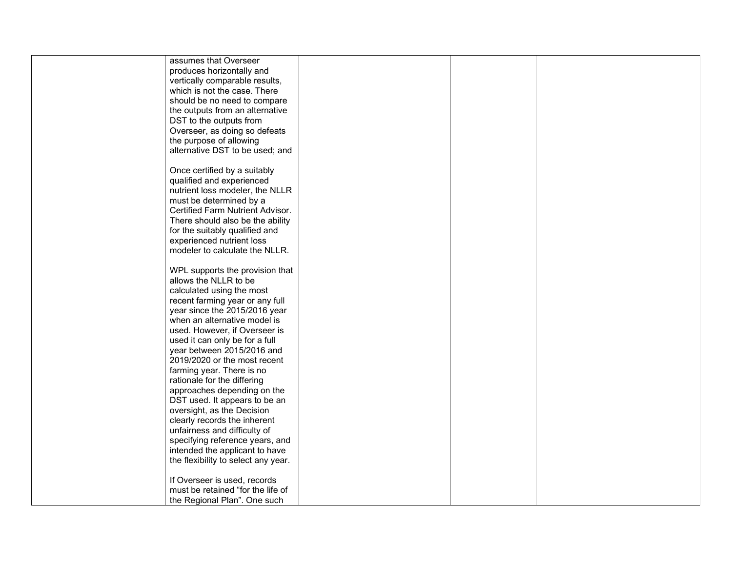| | | | | |
|---|---|---|---|---|
| | assumes that Overseer produces horizontally and vertically comparable results, which is not the case. There should be no need to compare the outputs from an alternative DST to the outputs from Overseer, as doing so defeats the purpose of allowing alternative DST to be used; and<br><br>Once certified by a suitably qualified and experienced nutrient loss modeler, the NLLR must be determined by a Certified Farm Nutrient Advisor. There should also be the ability for the suitably qualified and experienced nutrient loss modeler to calculate the NLLR.<br><br>WPL supports the provision that allows the NLLR to be calculated using the most recent farming year or any full year since the 2015/2016 year when an alternative model is used. However, if Overseer is used it can only be for a full year between 2015/2016 and 2019/2020 or the most recent farming year. There is no rationale for the differing approaches depending on the DST used. It appears to be an oversight, as the Decision clearly records the inherent unfairness and difficulty of specifying reference years, and intended the applicant to have the flexibility to select any year.<br><br>If Overseer is used, records must be retained "for the life of the Regional Plan". One such | | | |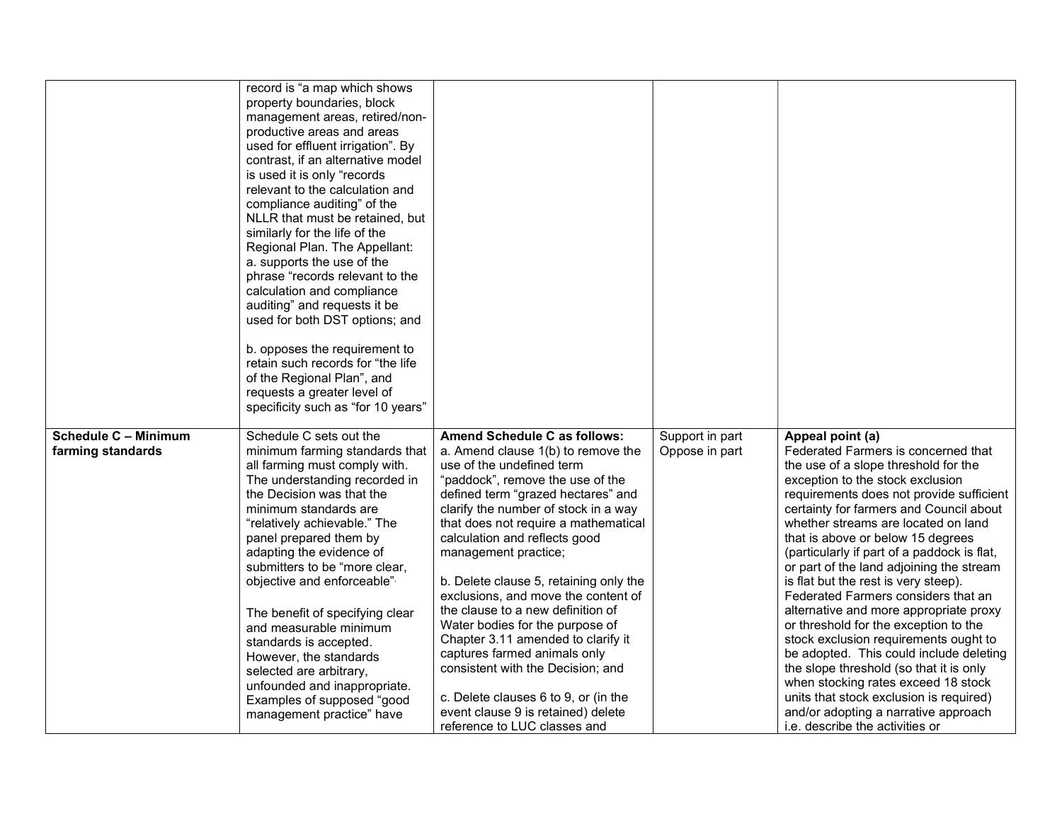| | | | | |
|---|---|---|---|---|
| | record is "a map which shows property boundaries, block management areas, retired/non-productive areas and areas used for effluent irrigation". By contrast, if an alternative model is used it is only "records relevant to the calculation and compliance auditing" of the NLLR that must be retained, but similarly for the life of the Regional Plan. The Appellant:<br>a. supports the use of the phrase "records relevant to the calculation and compliance auditing" and requests it be used for both DST options; and<br><br>b. opposes the requirement to retain such records for "the life of the Regional Plan", and requests a greater level of specificity such as "for 10 years" | | | |
| **Schedule C – Minimum farming standards** | Schedule C sets out the minimum farming standards that all farming must comply with. The understanding recorded in the Decision was that the minimum standards are "relatively achievable." The panel prepared them by adapting the evidence of submitters to be "more clear, objective and enforceable".<br><br>The benefit of specifying clear and measurable minimum standards is accepted. However, the standards selected are arbitrary, unfounded and inappropriate. Examples of supposed "good management practice" have | **Amend Schedule C as follows:**<br>a. Amend clause 1(b) to remove the use of the undefined term "paddock", remove the use of the defined term "grazed hectares" and clarify the number of stock in a way that does not require a mathematical calculation and reflects good management practice;<br><br>b. Delete clause 5, retaining only the exclusions, and move the content of the clause to a new definition of Water bodies for the purpose of Chapter 3.11 amended to clarify it captures farmed animals only consistent with the Decision; and<br><br>c. Delete clauses 6 to 9, or (in the event clause 9 is retained) delete reference to LUC classes and | Support in part<br>Oppose in part | **Appeal point (a)**<br>Federated Farmers is concerned that the use of a slope threshold for the exception to the stock exclusion requirements does not provide sufficient certainty for farmers and Council about whether streams are located on land that is above or below 15 degrees (particularly if part of a paddock is flat, or part of the land adjoining the stream is flat but the rest is very steep). Federated Farmers considers that an alternative and more appropriate proxy or threshold for the exception to the stock exclusion requirements ought to be adopted. This could include deleting the slope threshold (so that it is only when stocking rates exceed 18 stock units that stock exclusion is required) and/or adopting a narrative approach i.e. describe the activities or |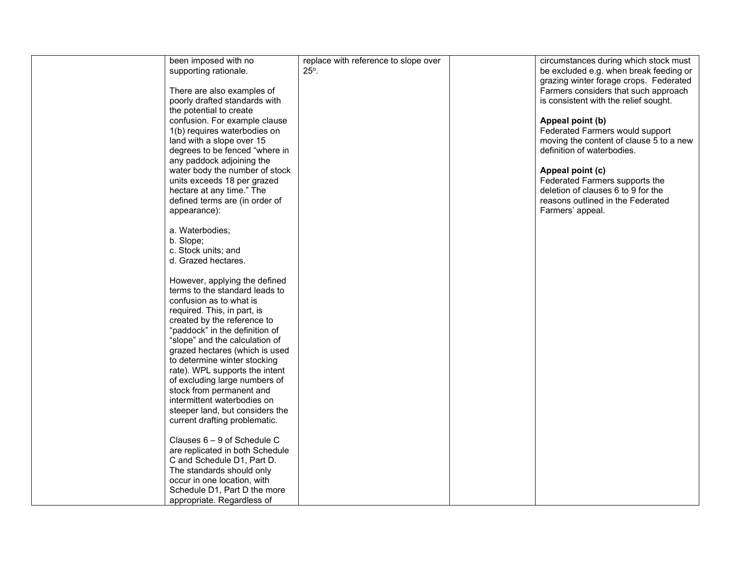|  | been imposed with no supporting rationale.<br><br>There are also examples of poorly drafted standards with the potential to create confusion. For example clause 1(b) requires waterbodies on land with a slope over 15 degrees to be fenced "where in any paddock adjoining the water body the number of stock units exceeds 18 per grazed hectare at any time." The defined terms are (in order of appearance):<br><br>a. Waterbodies;<br>b. Slope;<br>c. Stock units; and<br>d. Grazed hectares.<br><br>However, applying the defined terms to the standard leads to confusion as to what is required. This, in part, is created by the reference to "paddock" in the definition of "slope" and the calculation of grazed hectares (which is used to determine winter stocking rate). WPL supports the intent of excluding large numbers of stock from permanent and intermittent waterbodies on steeper land, but considers the current drafting problematic.<br><br>Clauses 6 – 9 of Schedule C are replicated in both Schedule C and Schedule D1, Part D. The standards should only occur in one location, with Schedule D1, Part D the more appropriate. Regardless of | replace with reference to slope over 25°. |  | circumstances during which stock must be excluded e.g. when break feeding or grazing winter forage crops. Federated Farmers considers that such approach is consistent with the relief sought.<br><br>**Appeal point (b)**<br>Federated Farmers would support moving the content of clause 5 to a new definition of waterbodies.<br><br>**Appeal point (c)**<br>Federated Farmers supports the deletion of clauses 6 to 9 for the reasons outlined in the Federated Farmers' appeal. |
|---|---|---|---|---|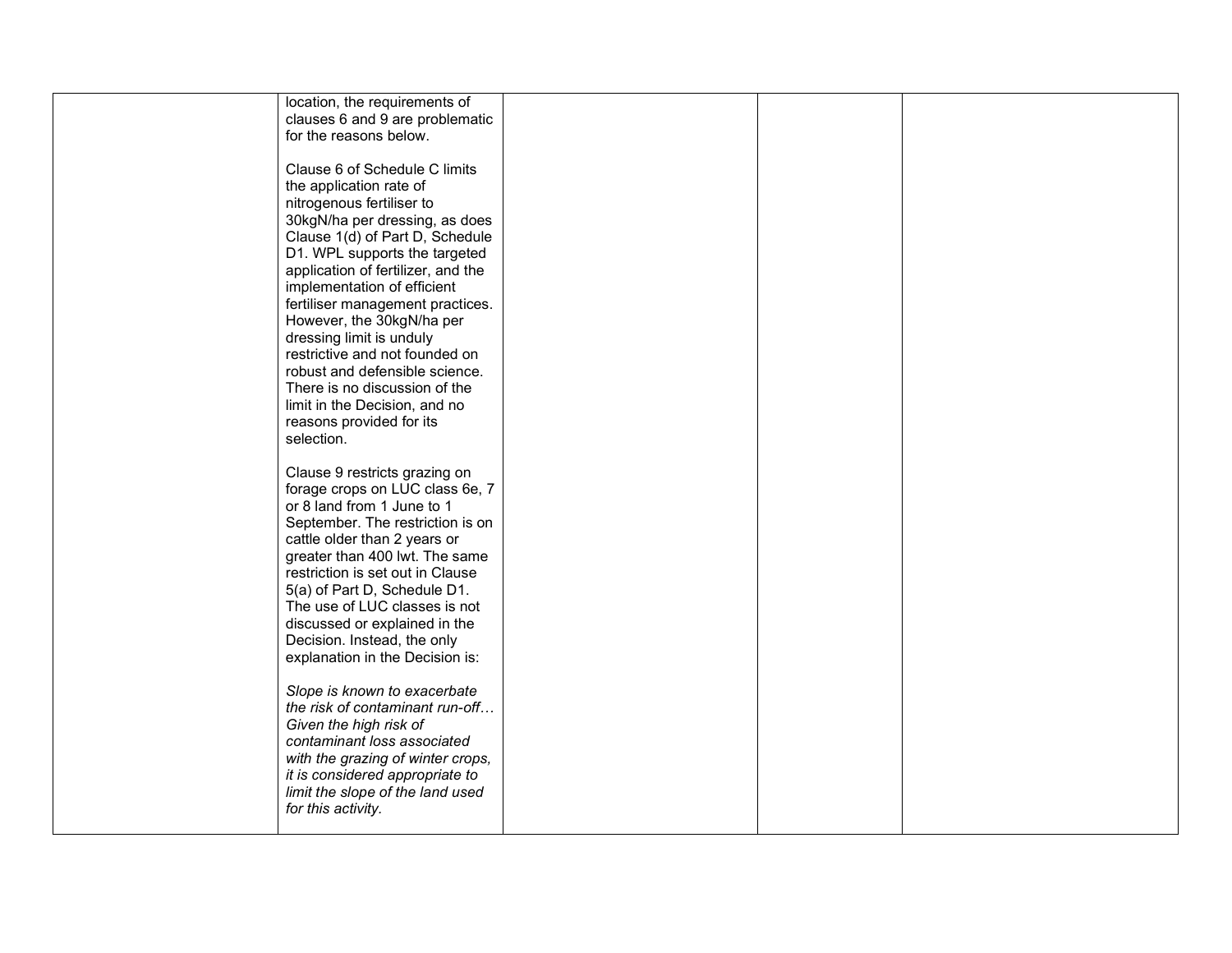| | | | | |
|---|---|---|---|---|
| | location, the requirements of clauses 6 and 9 are problematic for the reasons below.<br><br>Clause 6 of Schedule C limits the application rate of nitrogenous fertiliser to 30kgN/ha per dressing, as does Clause 1(d) of Part D, Schedule D1. WPL supports the targeted application of fertilizer, and the implementation of efficient fertiliser management practices. However, the 30kgN/ha per dressing limit is unduly restrictive and not founded on robust and defensible science. There is no discussion of the limit in the Decision, and no reasons provided for its selection.<br><br>Clause 9 restricts grazing on forage crops on LUC class 6e, 7 or 8 land from 1 June to 1 September. The restriction is on cattle older than 2 years or greater than 400 lwt. The same restriction is set out in Clause 5(a) of Part D, Schedule D1. The use of LUC classes is not discussed or explained in the Decision. Instead, the only explanation in the Decision is:<br><br>*Slope is known to exacerbate the risk of contaminant run-off… Given the high risk of contaminant loss associated with the grazing of winter crops, it is considered appropriate to limit the slope of the land used for this activity.* | | | |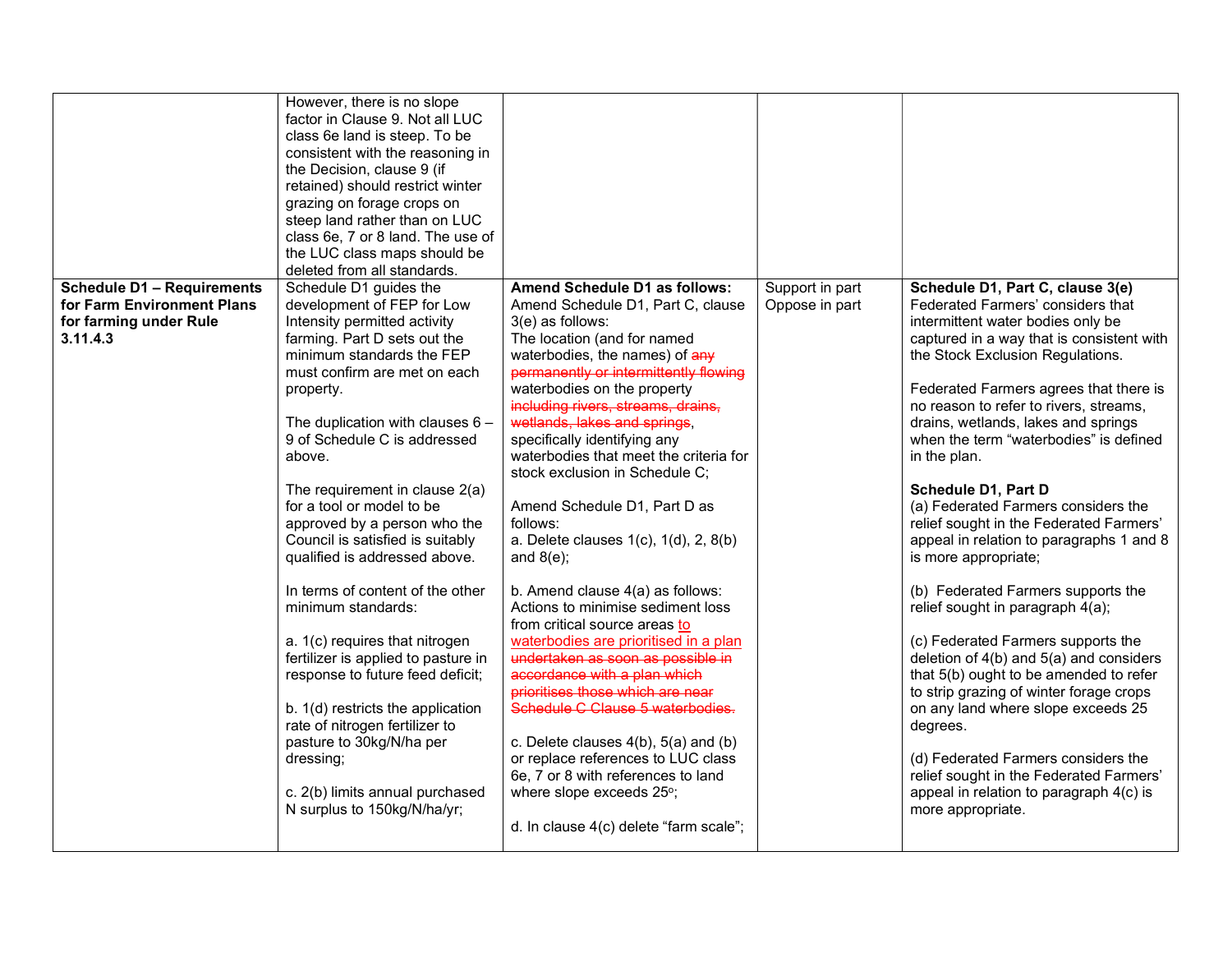| | | | | |
|---|---|---|---|---|
| | However, there is no slope factor in Clause 9. Not all LUC class 6e land is steep. To be consistent with the reasoning in the Decision, clause 9 (if retained) should restrict winter grazing on forage crops on steep land rather than on LUC class 6e, 7 or 8 land. The use of the LUC class maps should be deleted from all standards. | | | |
| **Schedule D1 – Requirements for Farm Environment Plans for farming under Rule 3.11.4.3** | Schedule D1 guides the development of FEP for Low Intensity permitted activity farming. Part D sets out the minimum standards the FEP must confirm are met on each property.<br><br>The duplication with clauses 6 – 9 of Schedule C is addressed above.<br><br>The requirement in clause 2(a) for a tool or model to be approved by a person who the Council is satisfied is suitably qualified is addressed above.<br><br>In terms of content of the other minimum standards:<br><br>a. 1(c) requires that nitrogen fertilizer is applied to pasture in response to future feed deficit;<br><br>b. 1(d) restricts the application rate of nitrogen fertilizer to pasture to 30kg/N/ha per dressing;<br><br>c. 2(b) limits annual purchased N surplus to 150kg/N/ha/yr; | **Amend Schedule D1 as follows:** Amend Schedule D1, Part C, clause 3(e) as follows:<br>The location (and for named waterbodies, the names) of ~~any permanently or intermittently flowing~~ waterbodies on the property ~~including rivers, streams, drains, wetlands, lakes and springs~~, specifically identifying any waterbodies that meet the criteria for stock exclusion in Schedule C;<br><br>Amend Schedule D1, Part D as follows:<br>a. Delete clauses 1(c), 1(d), 2, 8(b) and 8(e);<br><br>b. Amend clause 4(a) as follows:<br>Actions to minimise sediment loss from critical source areas to waterbodies are prioritised in a plan ~~undertaken as soon as possible in accordance with a plan which prioritises those which are near Schedule C Clause 5 waterbodies.~~<br><br>c. Delete clauses 4(b), 5(a) and (b) or replace references to LUC class 6e, 7 or 8 with references to land where slope exceeds 25°;<br><br>d. In clause 4(c) delete "farm scale"; | Support in part<br>Oppose in part | **Schedule D1, Part C, clause 3(e)**<br>Federated Farmers' considers that intermittent water bodies only be captured in a way that is consistent with the Stock Exclusion Regulations.<br><br>Federated Farmers agrees that there is no reason to refer to rivers, streams, drains, wetlands, lakes and springs when the term "waterbodies" is defined in the plan.<br><br>**Schedule D1, Part D**<br>(a) Federated Farmers considers the relief sought in the Federated Farmers' appeal in relation to paragraphs 1 and 8 is more appropriate;<br><br>(b) Federated Farmers supports the relief sought in paragraph 4(a);<br><br>(c) Federated Farmers supports the deletion of 4(b) and 5(a) and considers that 5(b) ought to be amended to refer to strip grazing of winter forage crops on any land where slope exceeds 25 degrees.<br><br>(d) Federated Farmers considers the relief sought in the Federated Farmers' appeal in relation to paragraph 4(c) is more appropriate. |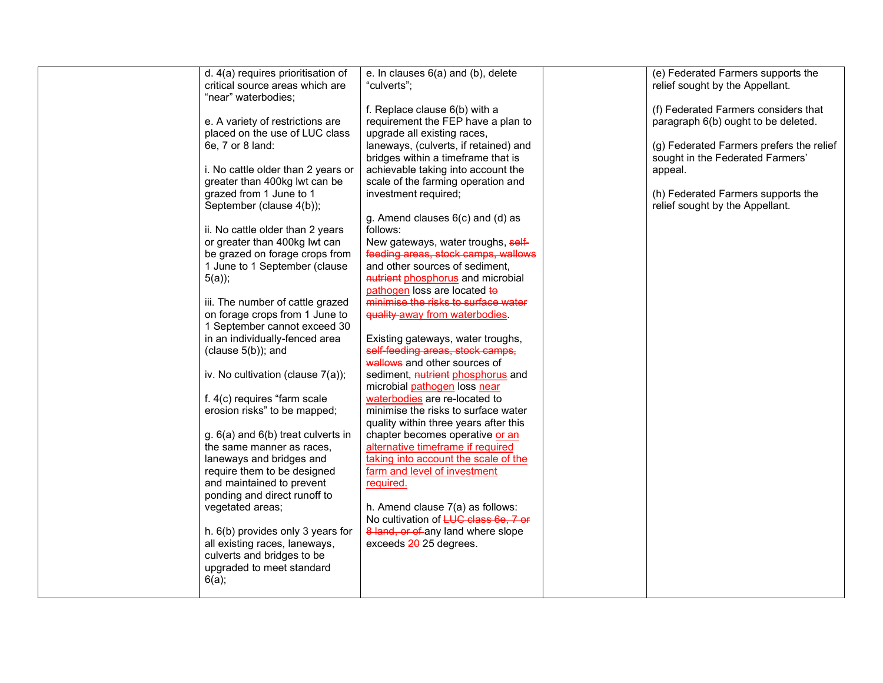| | | | | |
|---|---|---|---|---|
| | d. 4(a) requires prioritisation of critical source areas which are "near" waterbodies;<br><br>e. A variety of restrictions are placed on the use of LUC class 6e, 7 or 8 land:<br><br>i. No cattle older than 2 years or greater than 400kg lwt can be grazed from 1 June to 1 September (clause 4(b));<br><br>ii. No cattle older than 2 years or greater than 400kg lwt can be grazed on forage crops from 1 June to 1 September (clause 5(a));<br><br>iii. The number of cattle grazed on forage crops from 1 June to 1 September cannot exceed 30 in an individually-fenced area (clause 5(b)); and<br><br>iv. No cultivation (clause 7(a));<br><br>f. 4(c) requires "farm scale erosion risks" to be mapped;<br><br>g. 6(a) and 6(b) treat culverts in the same manner as races, laneways and bridges and require them to be designed and maintained to prevent ponding and direct runoff to vegetated areas;<br><br>h. 6(b) provides only 3 years for all existing races, laneways, culverts and bridges to be upgraded to meet standard 6(a); | e. In clauses 6(a) and (b), delete "culverts";<br><br>f. Replace clause 6(b) with a requirement the FEP have a plan to upgrade all existing races, laneways, (culverts, if retained) and bridges within a timeframe that is achievable taking into account the scale of the farming operation and investment required;<br><br>g. Amend clauses 6(c) and (d) as follows:<br>New gateways, water troughs, ~~self-feeding areas, stock camps, wallows~~ and other sources of sediment, ~~nutrient~~ <u>phosphorus</u> and microbial <u>pathogen</u> loss are located ~~to minimise the risks to surface water quality~~ <u>away from waterbodies</u>.<br><br>Existing gateways, water troughs, ~~self-feeding areas, stock camps, wallows~~ and other sources of sediment, ~~nutrient~~ <u>phosphorus</u> and microbial <u>pathogen</u> loss <u>near waterbodies</u> are re-located to minimise the risks to surface water quality within three years after this chapter becomes operative <u>or an alternative timeframe if required taking into account the scale of the farm and level of investment required.</u><br><br>h. Amend clause 7(a) as follows:<br>No cultivation of ~~LUC class 6e, 7 or 8 land, or of~~ any land where slope exceeds ~~20~~ 25 degrees. | | (e) Federated Farmers supports the relief sought by the Appellant.<br><br>(f) Federated Farmers considers that paragraph 6(b) ought to be deleted.<br><br>(g) Federated Farmers prefers the relief sought in the Federated Farmers' appeal.<br><br>(h) Federated Farmers supports the relief sought by the Appellant. |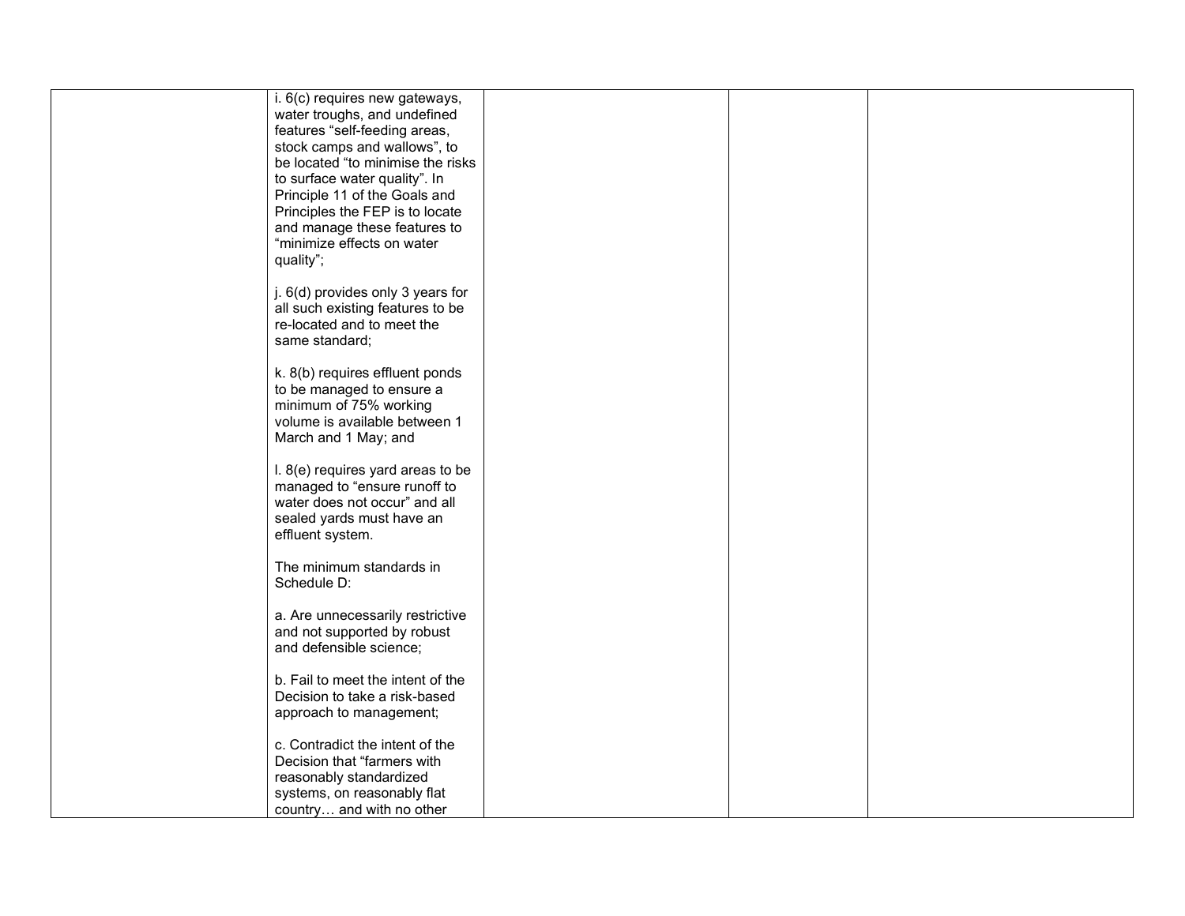|  |  |  |  |  |
|---|---|---|---|---|
|  | i. 6(c) requires new gateways, water troughs, and undefined features "self-feeding areas, stock camps and wallows", to be located "to minimise the risks to surface water quality". In Principle 11 of the Goals and Principles the FEP is to locate and manage these features to "minimize effects on water quality";<br><br>j. 6(d) provides only 3 years for all such existing features to be re-located and to meet the same standard;<br><br>k. 8(b) requires effluent ponds to be managed to ensure a minimum of 75% working volume is available between 1 March and 1 May; and<br><br>l. 8(e) requires yard areas to be managed to "ensure runoff to water does not occur" and all sealed yards must have an effluent system.<br><br>The minimum standards in Schedule D:<br><br>a. Are unnecessarily restrictive and not supported by robust and defensible science;<br><br>b. Fail to meet the intent of the Decision to take a risk-based approach to management;<br><br>c. Contradict the intent of the Decision that "farmers with reasonably standardized systems, on reasonably flat country… and with no other |  |  |  |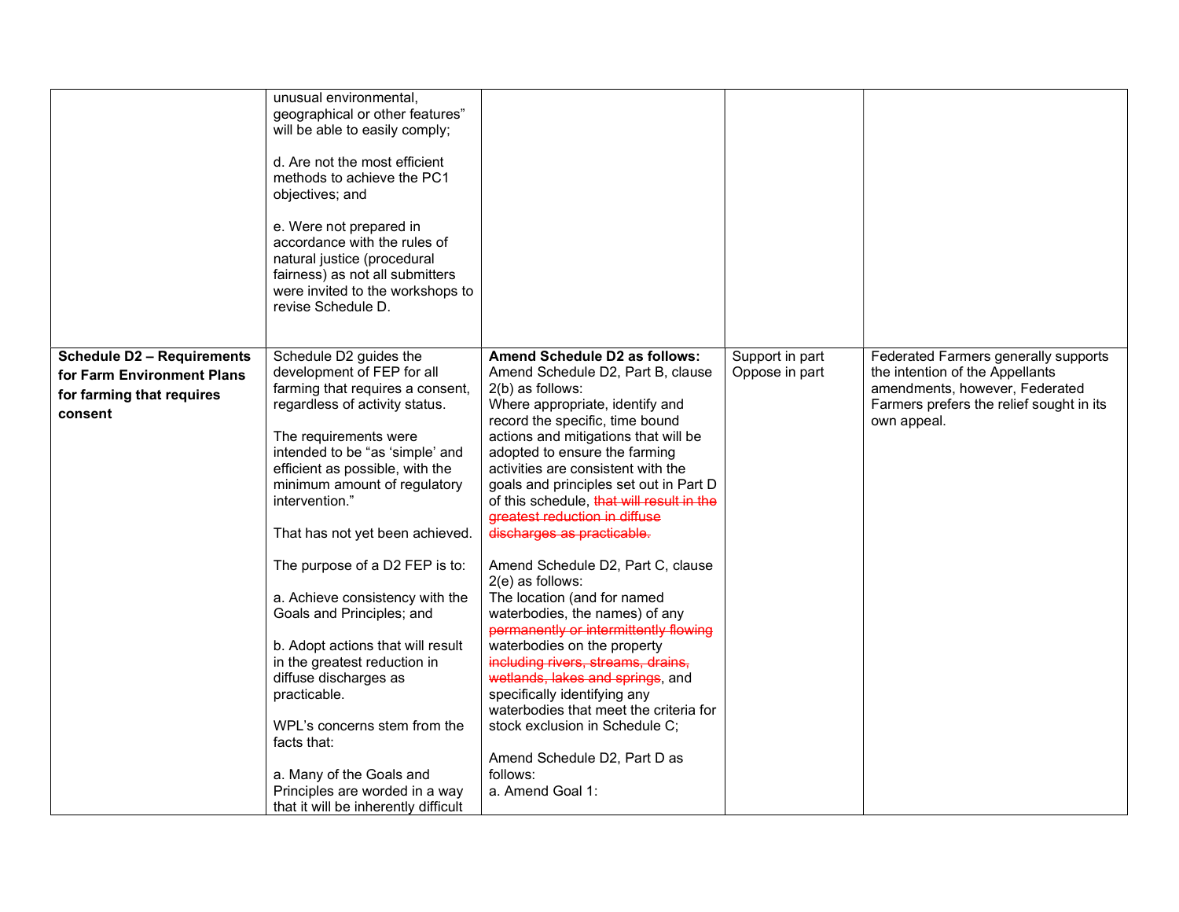| | | | | |
|---|---|---|---|---|
| | unusual environmental, geographical or other features" will be able to easily comply;<br><br>d. Are not the most efficient methods to achieve the PC1 objectives; and<br><br>e. Were not prepared in accordance with the rules of natural justice (procedural fairness) as not all submitters were invited to the workshops to revise Schedule D. | | | |
| **Schedule D2 – Requirements for Farm Environment Plans for farming that requires consent** | Schedule D2 guides the development of FEP for all farming that requires a consent, regardless of activity status.<br><br>The requirements were intended to be "as 'simple' and efficient as possible, with the minimum amount of regulatory intervention."<br><br>That has not yet been achieved.<br><br>The purpose of a D2 FEP is to:<br><br>a. Achieve consistency with the Goals and Principles; and<br><br>b. Adopt actions that will result in the greatest reduction in diffuse discharges as practicable.<br><br>WPL's concerns stem from the facts that:<br><br>a. Many of the Goals and Principles are worded in a way that it will be inherently difficult | **Amend Schedule D2 as follows:**<br>Amend Schedule D2, Part B, clause 2(b) as follows:<br>Where appropriate, identify and record the specific, time bound actions and mitigations that will be adopted to ensure the farming activities are consistent with the goals and principles set out in Part D of this schedule, ~~that will result in the greatest reduction in diffuse discharges as practicable.~~<br><br>Amend Schedule D2, Part C, clause 2(e) as follows:<br>The location (and for named waterbodies, the names) of any ~~permanently or intermittently flowing~~ waterbodies on the property ~~including rivers, streams, drains, wetlands, lakes and springs~~, and specifically identifying any waterbodies that meet the criteria for stock exclusion in Schedule C;<br><br>Amend Schedule D2, Part D as follows:<br>a. Amend Goal 1: | Support in part<br>Oppose in part | Federated Farmers generally supports the intention of the Appellants amendments, however, Federated Farmers prefers the relief sought in its own appeal. |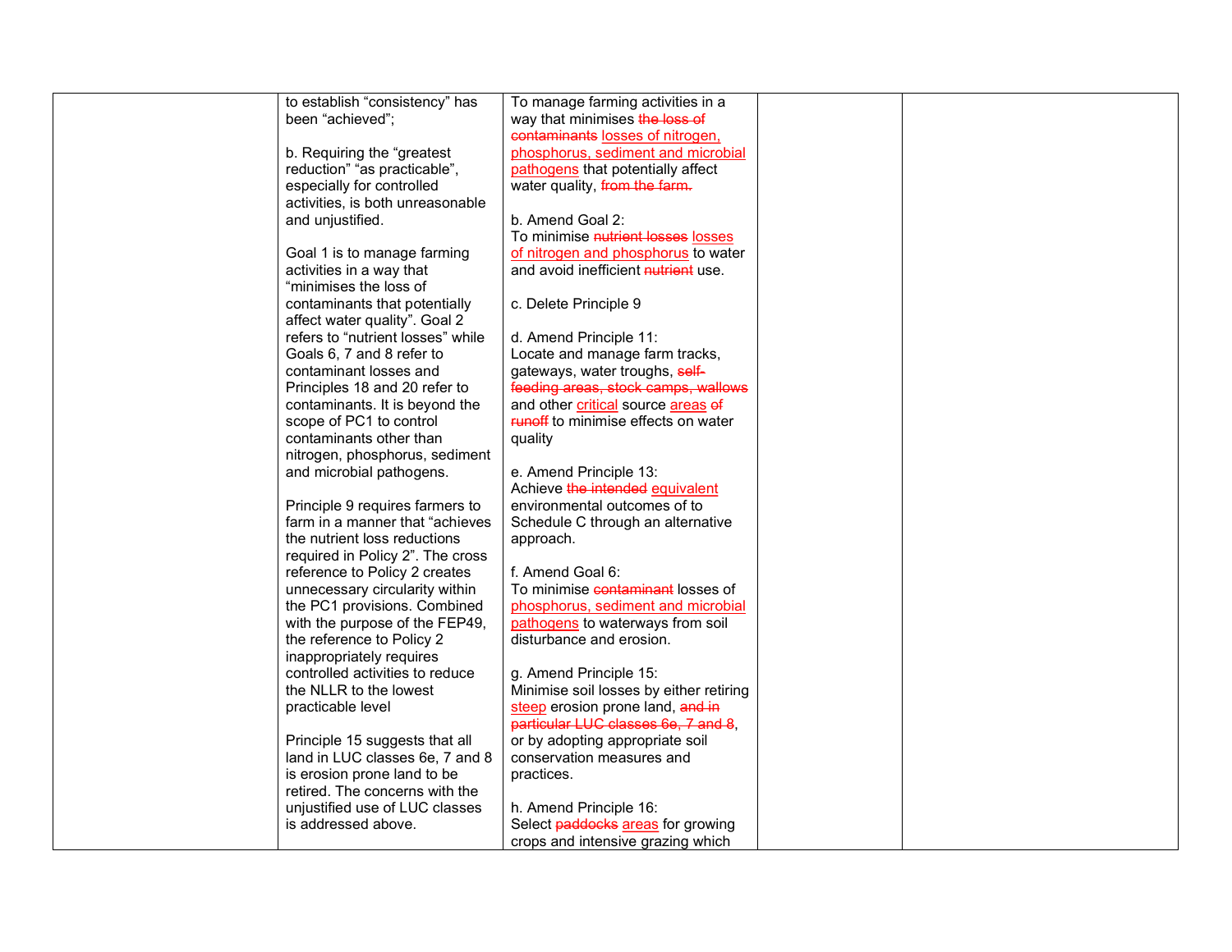| | | | | |
|---|---|---|---|---|
| | to establish "consistency" has been "achieved";<br><br>b. Requiring the "greatest reduction" "as practicable", especially for controlled activities, is both unreasonable and unjustified.<br><br>Goal 1 is to manage farming activities in a way that "minimises the loss of contaminants that potentially affect water quality". Goal 2 refers to "nutrient losses" while Goals 6, 7 and 8 refer to contaminant losses and Principles 18 and 20 refer to contaminants. It is beyond the scope of PC1 to control contaminants other than nitrogen, phosphorus, sediment and microbial pathogens.<br><br>Principle 9 requires farmers to farm in a manner that "achieves the nutrient loss reductions required in Policy 2". The cross reference to Policy 2 creates unnecessary circularity within the PC1 provisions. Combined with the purpose of the FEP49, the reference to Policy 2 inappropriately requires controlled activities to reduce the NLLR to the lowest practicable level<br><br>Principle 15 suggests that all land in LUC classes 6e, 7 and 8 is erosion prone land to be retired. The concerns with the unjustified use of LUC classes is addressed above. | To manage farming activities in a way that minimises ~~the loss of contaminants~~ <u>losses of nitrogen, phosphorus, sediment and microbial pathogens</u> that potentially affect water quality, ~~from the farm.~~<br><br>b. Amend Goal 2:<br>To minimise ~~nutrient losses~~ <u>losses of nitrogen and phosphorus</u> to water and avoid inefficient ~~nutrient~~ use.<br><br>c. Delete Principle 9<br><br>d. Amend Principle 11:<br>Locate and manage farm tracks, gateways, water troughs, ~~self-feeding areas, stock camps, wallows~~ and other <u>critical</u> source <u>areas</u> ~~of runoff~~ to minimise effects on water quality<br><br>e. Amend Principle 13:<br>Achieve ~~the intended~~ <u>equivalent</u> environmental outcomes of to Schedule C through an alternative approach.<br><br>f. Amend Goal 6:<br>To minimise ~~contaminant~~ losses of <u>phosphorus, sediment and microbial pathogens</u> to waterways from soil disturbance and erosion.<br><br>g. Amend Principle 15:<br>Minimise soil losses by either retiring <u>steep</u> erosion prone land, ~~and in particular LUC classes 6e, 7 and 8~~, or by adopting appropriate soil conservation measures and practices.<br><br>h. Amend Principle 16:<br>Select ~~paddocks~~ <u>areas</u> for growing crops and intensive grazing which | | |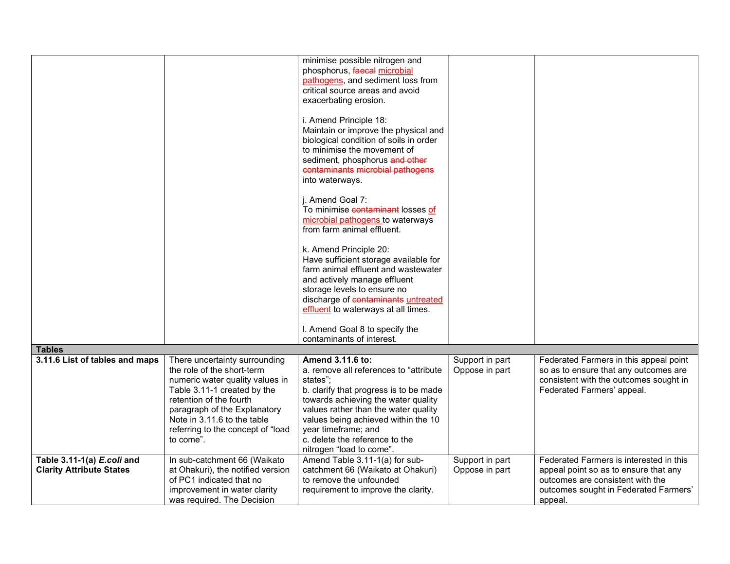| | | | | |
|---|---|---|---|---|
| | | minimise possible nitrogen and phosphorus, ~~faecal~~ microbial pathogens, and sediment loss from critical source areas and avoid exacerbating erosion.<br><br>i. Amend Principle 18:<br>Maintain or improve the physical and biological condition of soils in order to minimise the movement of sediment, phosphorus ~~and other contaminants~~ ~~microbial pathogens~~ into waterways.<br><br>j. Amend Goal 7:<br>To minimise ~~contaminant~~ losses of microbial pathogens to waterways from farm animal effluent.<br><br>k. Amend Principle 20:<br>Have sufficient storage available for farm animal effluent and wastewater and actively manage effluent storage levels to ensure no discharge of ~~contaminants~~ untreated effluent to waterways at all times.<br><br>l. Amend Goal 8 to specify the contaminants of interest. | | |
| **Tables** | | | | |
| **3.11.6 List of tables and maps** | There uncertainty surrounding the role of the short-term numeric water quality values in Table 3.11-1 created by the retention of the fourth paragraph of the Explanatory Note in 3.11.6 to the table referring to the concept of "load to come". | **Amend 3.11.6 to:**<br>a. remove all references to "attribute states";<br>b. clarify that progress is to be made towards achieving the water quality values rather than the water quality values being achieved within the 10 year timeframe; and<br>c. delete the reference to the nitrogen "load to come". | Support in part<br>Oppose in part | Federated Farmers in this appeal point so as to ensure that any outcomes are consistent with the outcomes sought in Federated Farmers' appeal. |
| **Table 3.11-1(a) *E.coli* and Clarity Attribute States** | In sub-catchment 66 (Waikato at Ohakuri), the notified version of PC1 indicated that no improvement in water clarity was required. The Decision | Amend Table 3.11-1(a) for sub-catchment 66 (Waikato at Ohakuri) to remove the unfounded requirement to improve the clarity. | Support in part<br>Oppose in part | Federated Farmers is interested in this appeal point so as to ensure that any outcomes are consistent with the outcomes sought in Federated Farmers' appeal. |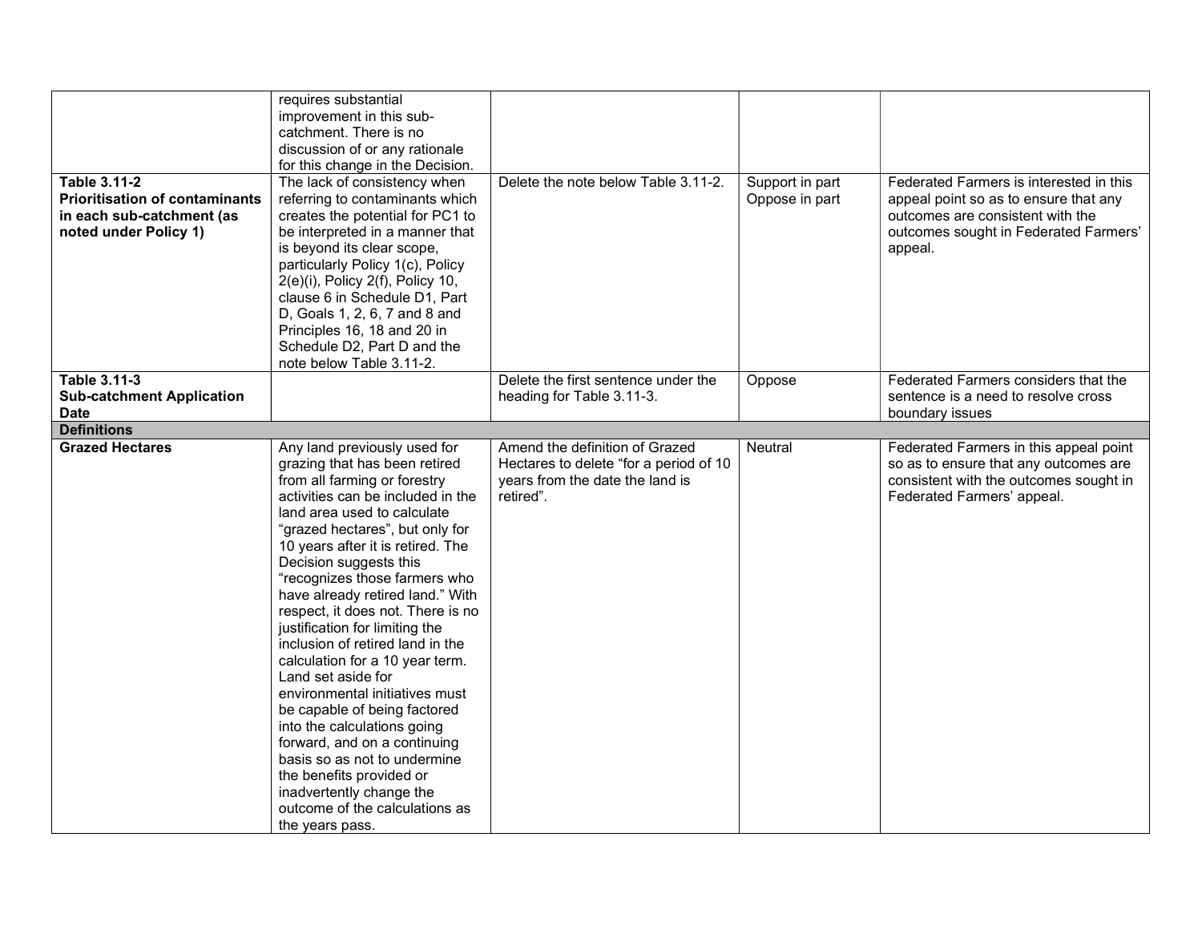| | | | | |
|---|---|---|---|---|
| | requires substantial improvement in this sub-catchment. There is no discussion of or any rationale for this change in the Decision. | | | |
| **Table 3.11-2 Prioritisation of contaminants in each sub-catchment (as noted under Policy 1)** | The lack of consistency when referring to contaminants which creates the potential for PC1 to be interpreted in a manner that is beyond its clear scope, particularly Policy 1(c), Policy 2(e)(i), Policy 2(f), Policy 10, clause 6 in Schedule D1, Part D, Goals 1, 2, 6, 7 and 8 and Principles 16, 18 and 20 in Schedule D2, Part D and the note below Table 3.11-2. | Delete the note below Table 3.11-2. | Support in part Oppose in part | Federated Farmers is interested in this appeal point so as to ensure that any outcomes are consistent with the outcomes sought in Federated Farmers' appeal. |
| **Table 3.11-3 Sub-catchment Application Date** | | Delete the first sentence under the heading for Table 3.11-3. | Oppose | Federated Farmers considers that the sentence is a need to resolve cross boundary issues |
| **Definitions** | | | | |
| **Grazed Hectares** | Any land previously used for grazing that has been retired from all farming or forestry activities can be included in the land area used to calculate "grazed hectares", but only for 10 years after it is retired. The Decision suggests this "recognizes those farmers who have already retired land." With respect, it does not. There is no justification for limiting the inclusion of retired land in the calculation for a 10 year term. Land set aside for environmental initiatives must be capable of being factored into the calculations going forward, and on a continuing basis so as not to undermine the benefits provided or inadvertently change the outcome of the calculations as the years pass. | Amend the definition of Grazed Hectares to delete "for a period of 10 years from the date the land is retired". | Neutral | Federated Farmers in this appeal point so as to ensure that any outcomes are consistent with the outcomes sought in Federated Farmers' appeal. |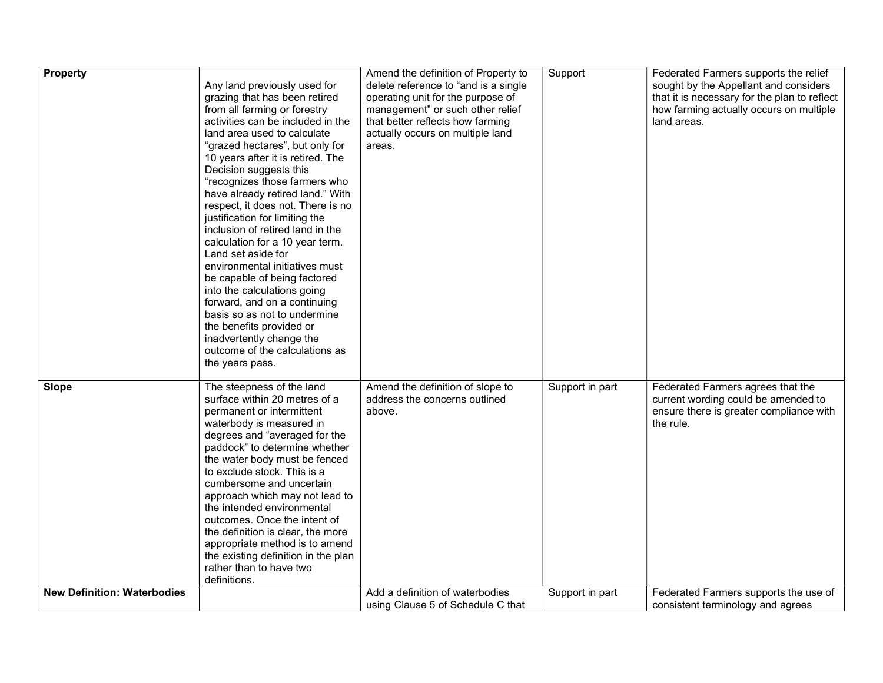| **Property** | Any land previously used for grazing that has been retired from all farming or forestry activities can be included in the land area used to calculate "grazed hectares", but only for 10 years after it is retired. The Decision suggests this "recognizes those farmers who have already retired land." With respect, it does not. There is no justification for limiting the inclusion of retired land in the calculation for a 10 year term. Land set aside for environmental initiatives must be capable of being factored into the calculations going forward, and on a continuing basis so as not to undermine the benefits provided or inadvertently change the outcome of the calculations as the years pass. | Amend the definition of Property to delete reference to "and is a single operating unit for the purpose of management" or such other relief that better reflects how farming actually occurs on multiple land areas. | Support | Federated Farmers supports the relief sought by the Appellant and considers that it is necessary for the plan to reflect how farming actually occurs on multiple land areas. |
|---|---|---|---|---|
| **Slope** | The steepness of the land surface within 20 metres of a permanent or intermittent waterbody is measured in degrees and "averaged for the paddock" to determine whether the water body must be fenced to exclude stock. This is a cumbersome and uncertain approach which may not lead to the intended environmental outcomes. Once the intent of the definition is clear, the more appropriate method is to amend the existing definition in the plan rather than to have two definitions. | Amend the definition of slope to address the concerns outlined above. | Support in part | Federated Farmers agrees that the current wording could be amended to ensure there is greater compliance with the rule. |
| **New Definition: Waterbodies** | | Add a definition of waterbodies using Clause 5 of Schedule C that | Support in part | Federated Farmers supports the use of consistent terminology and agrees |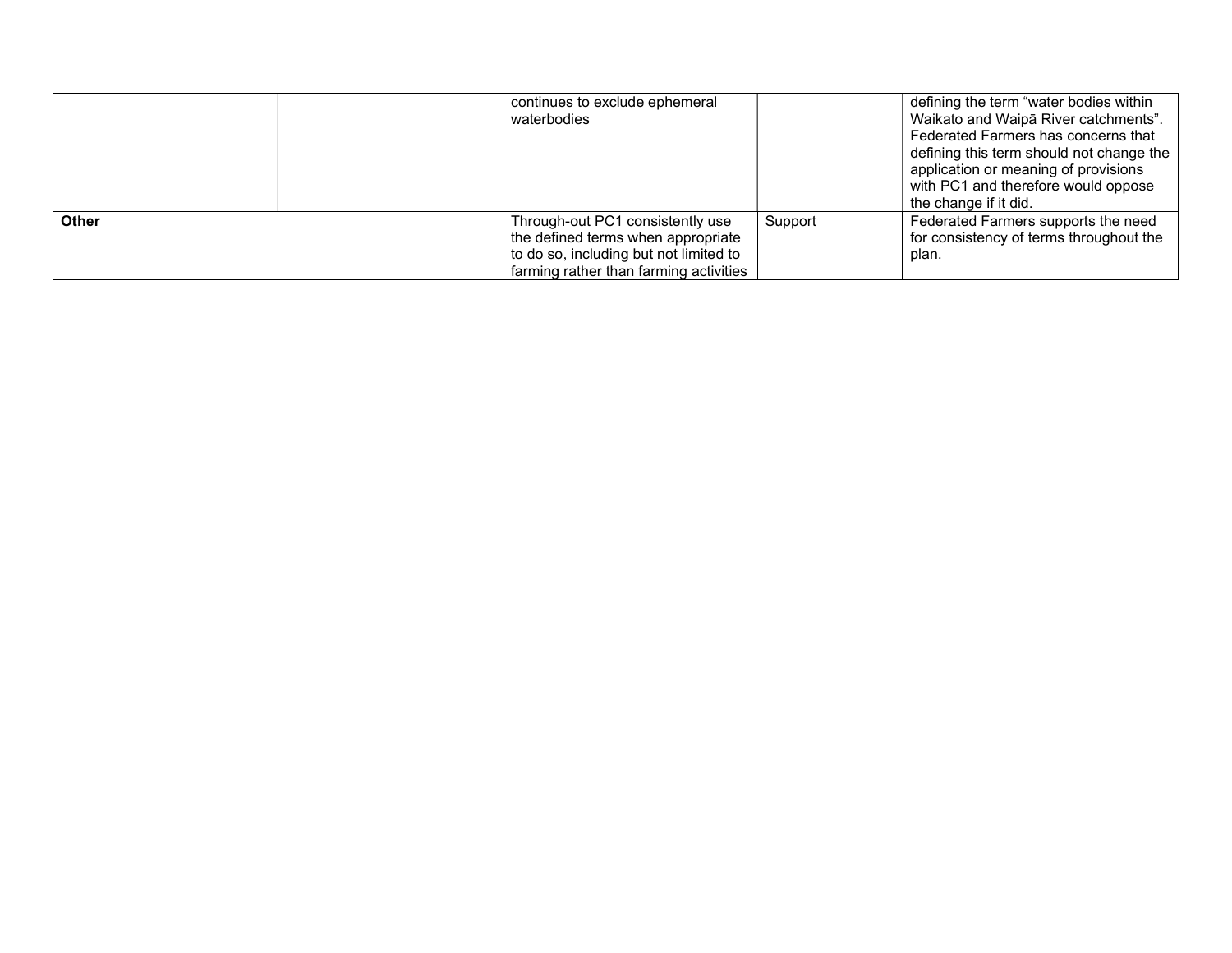| | | | | |
|---|---|---|---|---|
| | | continues to exclude ephemeral waterbodies | | defining the term “water bodies within Waikato and Waipā River catchments”. Federated Farmers has concerns that defining this term should not change the application or meaning of provisions with PC1 and therefore would oppose the change if it did. |
| **Other** | | Through-out PC1 consistently use the defined terms when appropriate to do so, including but not limited to farming rather than farming activities | Support | Federated Farmers supports the need for consistency of terms throughout the plan. |